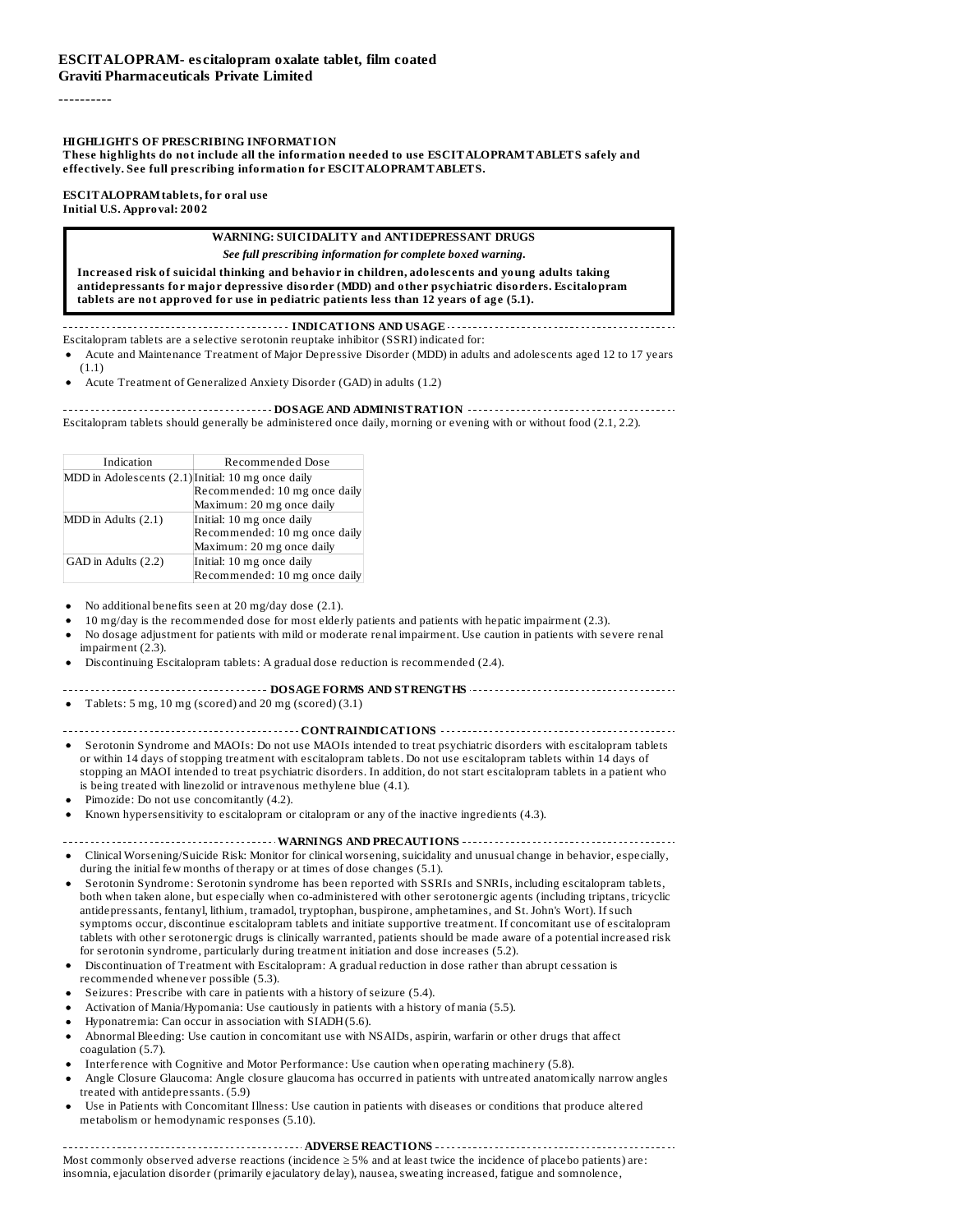**ESCITALOPRAM- escitalopram oxalate tablet, film coated**
**Graviti Pharmaceuticals Private Limited**

----------

**HIGHLIGHTS OF PRESCRIBING INFORMATION**
**These highlights do not include all the information needed to use ESCITALOPRAM TABLETS safely and effectively. See full prescribing information for ESCITALOPRAM TABLETS.**

**ESCITALOPRAM tablets, for oral use**
**Initial U.S. Approval: 2002**

> **WARNING: SUICIDALITY and ANTIDEPRESSANT DRUGS**
>
> ***See full prescribing information for complete boxed warning.***
>
> **Increased risk of suicidal thinking and behavior in children, adolescents and young adults taking antidepressants for major depressive disorder (MDD) and other psychiatric disorders. Escitalopram tablets are not approved for use in pediatric patients less than 12 years of age (5.1).**

**INDICATIONS AND USAGE**

Escitalopram tablets are a selective serotonin reuptake inhibitor (SSRI) indicated for:

- Acute and Maintenance Treatment of Major Depressive Disorder (MDD) in adults and adolescents aged 12 to 17 years (1.1)
- Acute Treatment of Generalized Anxiety Disorder (GAD) in adults (1.2)

**DOSAGE AND ADMINISTRATION**

Escitalopram tablets should generally be administered once daily, morning or evening with or without food (2.1, 2.2).

| Indication | Recommended Dose |
|---|---|
| MDD in Adolescents (2.1) | Initial: 10 mg once daily<br>Recommended: 10 mg once daily<br>Maximum: 20 mg once daily |
| MDD in Adults (2.1) | Initial: 10 mg once daily<br>Recommended: 10 mg once daily<br>Maximum: 20 mg once daily |
| GAD in Adults (2.2) | Initial: 10 mg once daily<br>Recommended: 10 mg once daily |

- No additional benefits seen at 20 mg/day dose (2.1).
- 10 mg/day is the recommended dose for most elderly patients and patients with hepatic impairment (2.3).
- No dosage adjustment for patients with mild or moderate renal impairment. Use caution in patients with severe renal impairment (2.3).
- Discontinuing Escitalopram tablets: A gradual dose reduction is recommended (2.4).

**DOSAGE FORMS AND STRENGTHS**

- Tablets: 5 mg, 10 mg (scored) and 20 mg (scored) (3.1)

**CONTRAINDICATIONS**

- Serotonin Syndrome and MAOIs: Do not use MAOIs intended to treat psychiatric disorders with escitalopram tablets or within 14 days of stopping treatment with escitalopram tablets. Do not use escitalopram tablets within 14 days of stopping an MAOI intended to treat psychiatric disorders. In addition, do not start escitalopram tablets in a patient who is being treated with linezolid or intravenous methylene blue (4.1).
- Pimozide: Do not use concomitantly (4.2).
- Known hypersensitivity to escitalopram or citalopram or any of the inactive ingredients (4.3).

**WARNINGS AND PRECAUTIONS**

- Clinical Worsening/Suicide Risk: Monitor for clinical worsening, suicidality and unusual change in behavior, especially, during the initial few months of therapy or at times of dose changes (5.1).
- Serotonin Syndrome: Serotonin syndrome has been reported with SSRIs and SNRIs, including escitalopram tablets, both when taken alone, but especially when co-administered with other serotonergic agents (including triptans, tricyclic antidepressants, fentanyl, lithium, tramadol, tryptophan, buspirone, amphetamines, and St. John's Wort). If such symptoms occur, discontinue escitalopram tablets and initiate supportive treatment. If concomitant use of escitalopram tablets with other serotonergic drugs is clinically warranted, patients should be made aware of a potential increased risk for serotonin syndrome, particularly during treatment initiation and dose increases (5.2).
- Discontinuation of Treatment with Escitalopram: A gradual reduction in dose rather than abrupt cessation is recommended whenever possible (5.3).
- Seizures: Prescribe with care in patients with a history of seizure (5.4).
- Activation of Mania/Hypomania: Use cautiously in patients with a history of mania (5.5).
- Hyponatremia: Can occur in association with SIADH (5.6).
- Abnormal Bleeding: Use caution in concomitant use with NSAIDs, aspirin, warfarin or other drugs that affect coagulation (5.7).
- Interference with Cognitive and Motor Performance: Use caution when operating machinery (5.8).
- Angle Closure Glaucoma: Angle closure glaucoma has occurred in patients with untreated anatomically narrow angles treated with antidepressants. (5.9)
- Use in Patients with Concomitant Illness: Use caution in patients with diseases or conditions that produce altered metabolism or hemodynamic responses (5.10).

**ADVERSE REACTIONS**

Most commonly observed adverse reactions (incidence ≥ 5% and at least twice the incidence of placebo patients) are: insomnia, ejaculation disorder (primarily ejaculatory delay), nausea, sweating increased, fatigue and somnolence,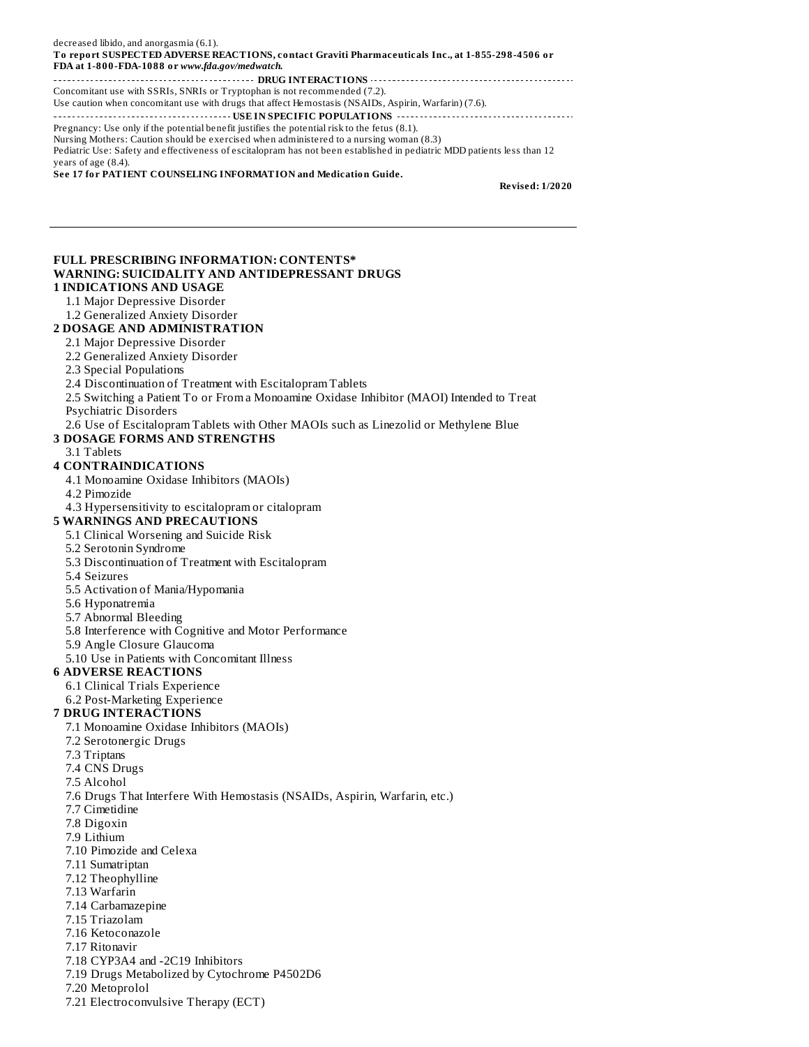decreased libido, and anorgasmia (6.1).

**To report SUSPECTED ADVERSE REACTIONS, contact Graviti Pharmaceuticals Inc., at 1-855-298-4506 or FDA at 1-800-FDA-1088 or *www.fda.gov/medwatch.***

**DRUG INTERACTIONS**

Concomitant use with SSRIs, SNRIs or Tryptophan is not recommended (7.2).

Use caution when concomitant use with drugs that affect Hemostasis (NSAIDs, Aspirin, Warfarin) (7.6).

**USE IN SPECIFIC POPULATIONS**

Pregnancy: Use only if the potential benefit justifies the potential risk to the fetus (8.1).

Nursing Mothers: Caution should be exercised when administered to a nursing woman (8.3)

Pediatric Use: Safety and effectiveness of escitalopram has not been established in pediatric MDD patients less than 12 years of age (8.4).

**See 17 for PATIENT COUNSELING INFORMATION and Medication Guide.**

**Revised: 1/2020**

---

**FULL PRESCRIBING INFORMATION: CONTENTS***

**WARNING: SUICIDALITY AND ANTIDEPRESSANT DRUGS**

**1 INDICATIONS AND USAGE**
- 1.1 Major Depressive Disorder
- 1.2 Generalized Anxiety Disorder

**2 DOSAGE AND ADMINISTRATION**
- 2.1 Major Depressive Disorder
- 2.2 Generalized Anxiety Disorder
- 2.3 Special Populations
- 2.4 Discontinuation of Treatment with Escitalopram Tablets
- 2.5 Switching a Patient To or From a Monoamine Oxidase Inhibitor (MAOI) Intended to Treat Psychiatric Disorders
- 2.6 Use of Escitalopram Tablets with Other MAOIs such as Linezolid or Methylene Blue

**3 DOSAGE FORMS AND STRENGTHS**
- 3.1 Tablets

**4 CONTRAINDICATIONS**
- 4.1 Monoamine Oxidase Inhibitors (MAOIs)
- 4.2 Pimozide
- 4.3 Hypersensitivity to escitalopram or citalopram

**5 WARNINGS AND PRECAUTIONS**
- 5.1 Clinical Worsening and Suicide Risk
- 5.2 Serotonin Syndrome
- 5.3 Discontinuation of Treatment with Escitalopram
- 5.4 Seizures
- 5.5 Activation of Mania/Hypomania
- 5.6 Hyponatremia
- 5.7 Abnormal Bleeding
- 5.8 Interference with Cognitive and Motor Performance
- 5.9 Angle Closure Glaucoma
- 5.10 Use in Patients with Concomitant Illness

**6 ADVERSE REACTIONS**
- 6.1 Clinical Trials Experience
- 6.2 Post-Marketing Experience

**7 DRUG INTERACTIONS**
- 7.1 Monoamine Oxidase Inhibitors (MAOIs)
- 7.2 Serotonergic Drugs
- 7.3 Triptans
- 7.4 CNS Drugs
- 7.5 Alcohol
- 7.6 Drugs That Interfere With Hemostasis (NSAIDs, Aspirin, Warfarin, etc.)
- 7.7 Cimetidine
- 7.8 Digoxin
- 7.9 Lithium
- 7.10 Pimozide and Celexa
- 7.11 Sumatriptan
- 7.12 Theophylline
- 7.13 Warfarin
- 7.14 Carbamazepine
- 7.15 Triazolam
- 7.16 Ketoconazole
- 7.17 Ritonavir
- 7.18 CYP3A4 and -2C19 Inhibitors
- 7.19 Drugs Metabolized by Cytochrome P4502D6
- 7.20 Metoprolol
- 7.21 Electroconvulsive Therapy (ECT)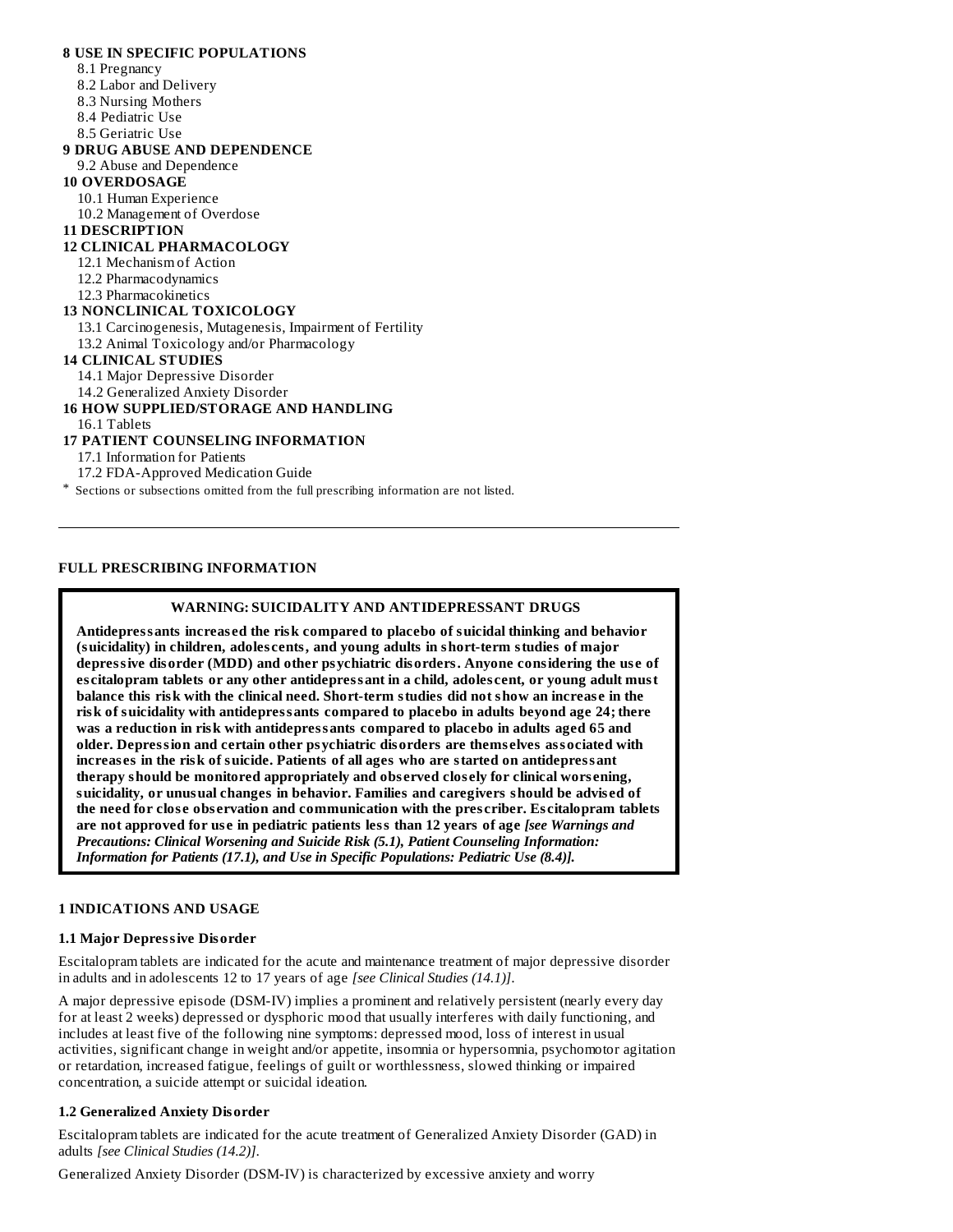**8 USE IN SPECIFIC POPULATIONS**

8.1 Pregnancy
8.2 Labor and Delivery
8.3 Nursing Mothers
8.4 Pediatric Use
8.5 Geriatric Use

**9 DRUG ABUSE AND DEPENDENCE**

9.2 Abuse and Dependence

**10 OVERDOSAGE**

10.1 Human Experience
10.2 Management of Overdose

**11 DESCRIPTION**

**12 CLINICAL PHARMACOLOGY**

12.1 Mechanism of Action
12.2 Pharmacodynamics
12.3 Pharmacokinetics

**13 NONCLINICAL TOXICOLOGY**

13.1 Carcinogenesis, Mutagenesis, Impairment of Fertility
13.2 Animal Toxicology and/or Pharmacology

**14 CLINICAL STUDIES**

14.1 Major Depressive Disorder
14.2 Generalized Anxiety Disorder

**16 HOW SUPPLIED/STORAGE AND HANDLING**

16.1 Tablets

**17 PATIENT COUNSELING INFORMATION**

17.1 Information for Patients
17.2 FDA-Approved Medication Guide

* Sections or subsections omitted from the full prescribing information are not listed.

---

## FULL PRESCRIBING INFORMATION

**WARNING: SUICIDALITY AND ANTIDEPRESSANT DRUGS**

**Antidepressants increased the risk compared to placebo of suicidal thinking and behavior (suicidality) in children, adolescents, and young adults in short-term studies of major depressive disorder (MDD) and other psychiatric disorders. Anyone considering the use of escitalopram tablets or any other antidepressant in a child, adolescent, or young adult must balance this risk with the clinical need. Short-term studies did not show an increase in the risk of suicidality with antidepressants compared to placebo in adults beyond age 24; there was a reduction in risk with antidepressants compared to placebo in adults aged 65 and older. Depression and certain other psychiatric disorders are themselves associated with increases in the risk of suicide. Patients of all ages who are started on antidepressant therapy should be monitored appropriately and observed closely for clinical worsening, suicidality, or unusual changes in behavior. Families and caregivers should be advised of the need for close observation and communication with the prescriber. Escitalopram tablets are not approved for use in pediatric patients less than 12 years of age** ***[see Warnings and Precautions: Clinical Worsening and Suicide Risk (5.1), Patient Counseling Information: Information for Patients (17.1), and Use in Specific Populations: Pediatric Use (8.4)].***

### 1 INDICATIONS AND USAGE

#### 1.1 Major Depressive Disorder

Escitalopram tablets are indicated for the acute and maintenance treatment of major depressive disorder in adults and in adolescents 12 to 17 years of age *[see Clinical Studies (14.1)]*.

A major depressive episode (DSM-IV) implies a prominent and relatively persistent (nearly every day for at least 2 weeks) depressed or dysphoric mood that usually interferes with daily functioning, and includes at least five of the following nine symptoms: depressed mood, loss of interest in usual activities, significant change in weight and/or appetite, insomnia or hypersomnia, psychomotor agitation or retardation, increased fatigue, feelings of guilt or worthlessness, slowed thinking or impaired concentration, a suicide attempt or suicidal ideation.

#### 1.2 Generalized Anxiety Disorder

Escitalopram tablets are indicated for the acute treatment of Generalized Anxiety Disorder (GAD) in adults *[see Clinical Studies (14.2)]*.

Generalized Anxiety Disorder (DSM-IV) is characterized by excessive anxiety and worry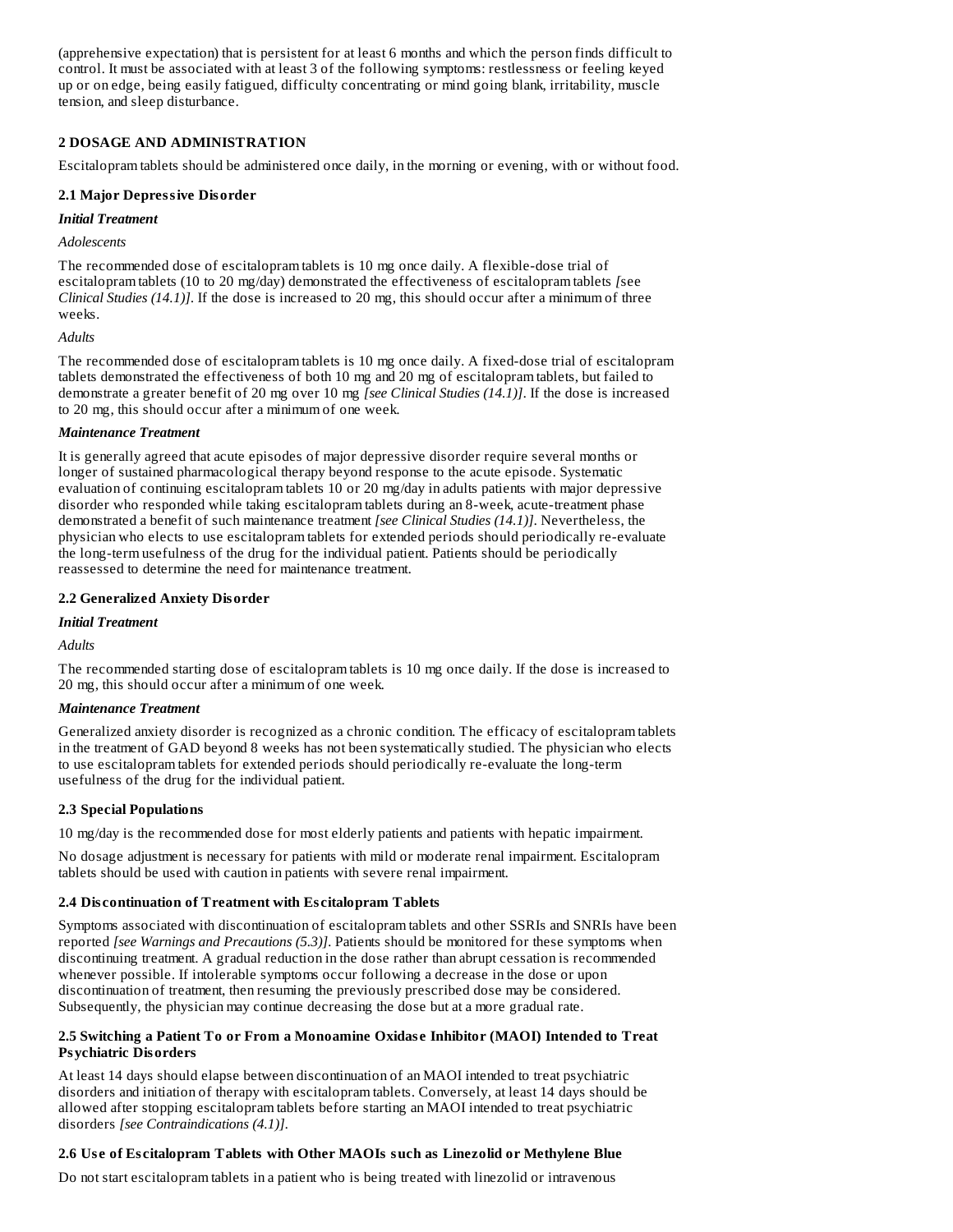(apprehensive expectation) that is persistent for at least 6 months and which the person finds difficult to control. It must be associated with at least 3 of the following symptoms: restlessness or feeling keyed up or on edge, being easily fatigued, difficulty concentrating or mind going blank, irritability, muscle tension, and sleep disturbance.

## 2 DOSAGE AND ADMINISTRATION

Escitalopram tablets should be administered once daily, in the morning or evening, with or without food.

### 2.1 Major Depressive Disorder

***Initial Treatment***

*Adolescents*

The recommended dose of escitalopram tablets is 10 mg once daily. A flexible-dose trial of escitalopram tablets (10 to 20 mg/day) demonstrated the effectiveness of escitalopram tablets *[*see *Clinical Studies (14.1)]*. If the dose is increased to 20 mg, this should occur after a minimum of three weeks.

*Adults*

The recommended dose of escitalopram tablets is 10 mg once daily. A fixed-dose trial of escitalopram tablets demonstrated the effectiveness of both 10 mg and 20 mg of escitalopram tablets, but failed to demonstrate a greater benefit of 20 mg over 10 mg *[see Clinical Studies (14.1)]*. If the dose is increased to 20 mg, this should occur after a minimum of one week.

***Maintenance Treatment***

It is generally agreed that acute episodes of major depressive disorder require several months or longer of sustained pharmacological therapy beyond response to the acute episode. Systematic evaluation of continuing escitalopram tablets 10 or 20 mg/day in adults patients with major depressive disorder who responded while taking escitalopram tablets during an 8-week, acute-treatment phase demonstrated a benefit of such maintenance treatment *[see Clinical Studies (14.1)]*. Nevertheless, the physician who elects to use escitalopram tablets for extended periods should periodically re-evaluate the long-term usefulness of the drug for the individual patient. Patients should be periodically reassessed to determine the need for maintenance treatment.

### 2.2 Generalized Anxiety Disorder

***Initial Treatment***

*Adults*

The recommended starting dose of escitalopram tablets is 10 mg once daily. If the dose is increased to 20 mg, this should occur after a minimum of one week.

***Maintenance Treatment***

Generalized anxiety disorder is recognized as a chronic condition. The efficacy of escitalopram tablets in the treatment of GAD beyond 8 weeks has not been systematically studied. The physician who elects to use escitalopram tablets for extended periods should periodically re-evaluate the long-term usefulness of the drug for the individual patient.

### 2.3 Special Populations

10 mg/day is the recommended dose for most elderly patients and patients with hepatic impairment.

No dosage adjustment is necessary for patients with mild or moderate renal impairment. Escitalopram tablets should be used with caution in patients with severe renal impairment.

### 2.4 Discontinuation of Treatment with Escitalopram Tablets

Symptoms associated with discontinuation of escitalopram tablets and other SSRIs and SNRIs have been reported *[see Warnings and Precautions (5.3)]*. Patients should be monitored for these symptoms when discontinuing treatment. A gradual reduction in the dose rather than abrupt cessation is recommended whenever possible. If intolerable symptoms occur following a decrease in the dose or upon discontinuation of treatment, then resuming the previously prescribed dose may be considered. Subsequently, the physician may continue decreasing the dose but at a more gradual rate.

### 2.5 Switching a Patient To or From a Monoamine Oxidase Inhibitor (MAOI) Intended to Treat Psychiatric Disorders

At least 14 days should elapse between discontinuation of an MAOI intended to treat psychiatric disorders and initiation of therapy with escitalopram tablets. Conversely, at least 14 days should be allowed after stopping escitalopram tablets before starting an MAOI intended to treat psychiatric disorders *[see Contraindications (4.1)]*.

### 2.6 Use of Escitalopram Tablets with Other MAOIs such as Linezolid or Methylene Blue

Do not start escitalopram tablets in a patient who is being treated with linezolid or intravenous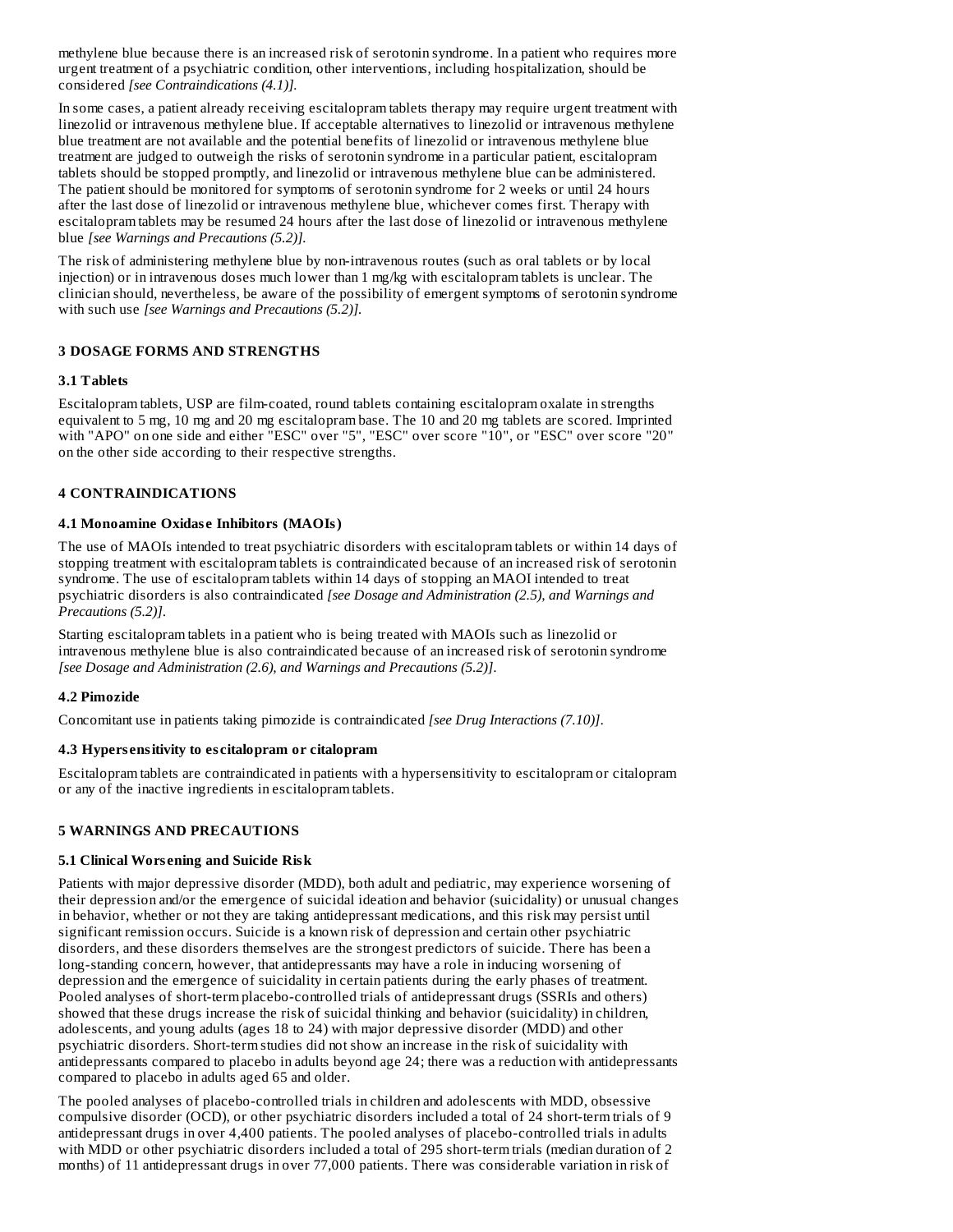methylene blue because there is an increased risk of serotonin syndrome. In a patient who requires more urgent treatment of a psychiatric condition, other interventions, including hospitalization, should be considered *[see Contraindications (4.1)]*.

In some cases, a patient already receiving escitalopram tablets therapy may require urgent treatment with linezolid or intravenous methylene blue. If acceptable alternatives to linezolid or intravenous methylene blue treatment are not available and the potential benefits of linezolid or intravenous methylene blue treatment are judged to outweigh the risks of serotonin syndrome in a particular patient, escitalopram tablets should be stopped promptly, and linezolid or intravenous methylene blue can be administered. The patient should be monitored for symptoms of serotonin syndrome for 2 weeks or until 24 hours after the last dose of linezolid or intravenous methylene blue, whichever comes first. Therapy with escitalopram tablets may be resumed 24 hours after the last dose of linezolid or intravenous methylene blue *[see Warnings and Precautions (5.2)]*.

The risk of administering methylene blue by non-intravenous routes (such as oral tablets or by local injection) or in intravenous doses much lower than 1 mg/kg with escitalopram tablets is unclear. The clinician should, nevertheless, be aware of the possibility of emergent symptoms of serotonin syndrome with such use *[see Warnings and Precautions (5.2)]*.

## 3 DOSAGE FORMS AND STRENGTHS

### 3.1 Tablets

Escitalopram tablets, USP are film-coated, round tablets containing escitalopram oxalate in strengths equivalent to 5 mg, 10 mg and 20 mg escitalopram base. The 10 and 20 mg tablets are scored. Imprinted with "APO" on one side and either "ESC" over "5", "ESC" over score "10", or "ESC" over score "20" on the other side according to their respective strengths.

## 4 CONTRAINDICATIONS

### 4.1 Monoamine Oxidase Inhibitors (MAOIs)

The use of MAOIs intended to treat psychiatric disorders with escitalopram tablets or within 14 days of stopping treatment with escitalopram tablets is contraindicated because of an increased risk of serotonin syndrome. The use of escitalopram tablets within 14 days of stopping an MAOI intended to treat psychiatric disorders is also contraindicated *[see Dosage and Administration (2.5), and Warnings and Precautions (5.2)]*.

Starting escitalopram tablets in a patient who is being treated with MAOIs such as linezolid or intravenous methylene blue is also contraindicated because of an increased risk of serotonin syndrome *[see Dosage and Administration (2.6), and Warnings and Precautions (5.2)]*.

### 4.2 Pimozide

Concomitant use in patients taking pimozide is contraindicated *[see Drug Interactions (7.10)]*.

### 4.3 Hypersensitivity to escitalopram or citalopram

Escitalopram tablets are contraindicated in patients with a hypersensitivity to escitalopram or citalopram or any of the inactive ingredients in escitalopram tablets.

## 5 WARNINGS AND PRECAUTIONS

### 5.1 Clinical Worsening and Suicide Risk

Patients with major depressive disorder (MDD), both adult and pediatric, may experience worsening of their depression and/or the emergence of suicidal ideation and behavior (suicidality) or unusual changes in behavior, whether or not they are taking antidepressant medications, and this risk may persist until significant remission occurs. Suicide is a known risk of depression and certain other psychiatric disorders, and these disorders themselves are the strongest predictors of suicide. There has been a long-standing concern, however, that antidepressants may have a role in inducing worsening of depression and the emergence of suicidality in certain patients during the early phases of treatment. Pooled analyses of short-term placebo-controlled trials of antidepressant drugs (SSRIs and others) showed that these drugs increase the risk of suicidal thinking and behavior (suicidality) in children, adolescents, and young adults (ages 18 to 24) with major depressive disorder (MDD) and other psychiatric disorders. Short-term studies did not show an increase in the risk of suicidality with antidepressants compared to placebo in adults beyond age 24; there was a reduction with antidepressants compared to placebo in adults aged 65 and older.

The pooled analyses of placebo-controlled trials in children and adolescents with MDD, obsessive compulsive disorder (OCD), or other psychiatric disorders included a total of 24 short-term trials of 9 antidepressant drugs in over 4,400 patients. The pooled analyses of placebo-controlled trials in adults with MDD or other psychiatric disorders included a total of 295 short-term trials (median duration of 2 months) of 11 antidepressant drugs in over 77,000 patients. There was considerable variation in risk of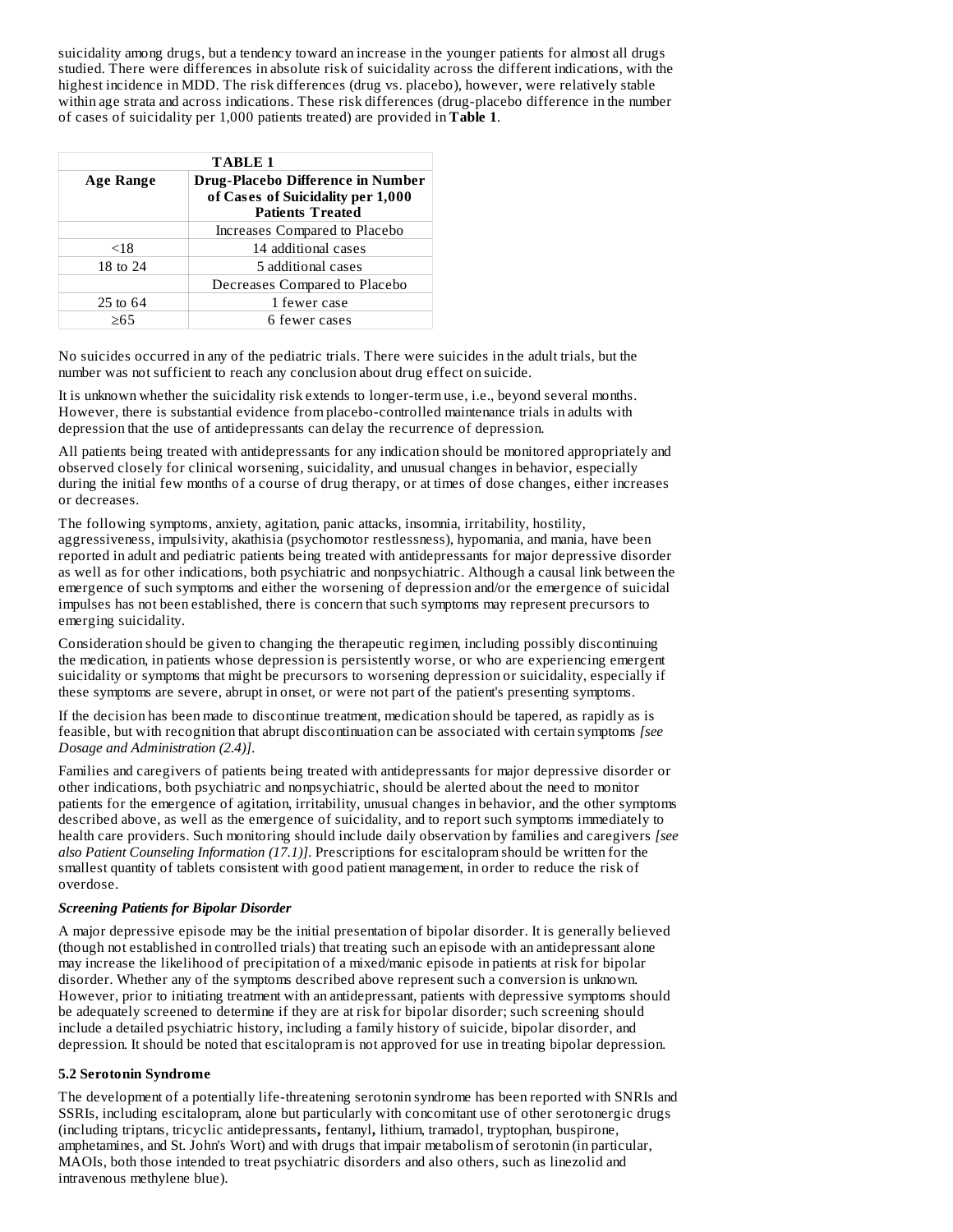suicidality among drugs, but a tendency toward an increase in the younger patients for almost all drugs studied. There were differences in absolute risk of suicidality across the different indications, with the highest incidence in MDD. The risk differences (drug vs. placebo), however, were relatively stable within age strata and across indications. These risk differences (drug-placebo difference in the number of cases of suicidality per 1,000 patients treated) are provided in **Table 1**.

| TABLE 1 | |
|---|---|
| **Age Range** | **Drug-Placebo Difference in Number of Cases of Suicidality per 1,000 Patients Treated** |
| | Increases Compared to Placebo |
| <18 | 14 additional cases |
| 18 to 24 | 5 additional cases |
| | Decreases Compared to Placebo |
| 25 to 64 | 1 fewer case |
| ≥65 | 6 fewer cases |

No suicides occurred in any of the pediatric trials. There were suicides in the adult trials, but the number was not sufficient to reach any conclusion about drug effect on suicide.

It is unknown whether the suicidality risk extends to longer-term use, i.e., beyond several months. However, there is substantial evidence from placebo-controlled maintenance trials in adults with depression that the use of antidepressants can delay the recurrence of depression.

All patients being treated with antidepressants for any indication should be monitored appropriately and observed closely for clinical worsening, suicidality, and unusual changes in behavior, especially during the initial few months of a course of drug therapy, or at times of dose changes, either increases or decreases.

The following symptoms, anxiety, agitation, panic attacks, insomnia, irritability, hostility, aggressiveness, impulsivity, akathisia (psychomotor restlessness), hypomania, and mania, have been reported in adult and pediatric patients being treated with antidepressants for major depressive disorder as well as for other indications, both psychiatric and nonpsychiatric. Although a causal link between the emergence of such symptoms and either the worsening of depression and/or the emergence of suicidal impulses has not been established, there is concern that such symptoms may represent precursors to emerging suicidality.

Consideration should be given to changing the therapeutic regimen, including possibly discontinuing the medication, in patients whose depression is persistently worse, or who are experiencing emergent suicidality or symptoms that might be precursors to worsening depression or suicidality, especially if these symptoms are severe, abrupt in onset, or were not part of the patient's presenting symptoms.

If the decision has been made to discontinue treatment, medication should be tapered, as rapidly as is feasible, but with recognition that abrupt discontinuation can be associated with certain symptoms *[see Dosage and Administration (2.4)]*.

Families and caregivers of patients being treated with antidepressants for major depressive disorder or other indications, both psychiatric and nonpsychiatric, should be alerted about the need to monitor patients for the emergence of agitation, irritability, unusual changes in behavior, and the other symptoms described above, as well as the emergence of suicidality, and to report such symptoms immediately to health care providers. Such monitoring should include daily observation by families and caregivers *[see also Patient Counseling Information (17.1)]*. Prescriptions for escitalopram should be written for the smallest quantity of tablets consistent with good patient management, in order to reduce the risk of overdose.

***Screening Patients for Bipolar Disorder***

A major depressive episode may be the initial presentation of bipolar disorder. It is generally believed (though not established in controlled trials) that treating such an episode with an antidepressant alone may increase the likelihood of precipitation of a mixed/manic episode in patients at risk for bipolar disorder. Whether any of the symptoms described above represent such a conversion is unknown. However, prior to initiating treatment with an antidepressant, patients with depressive symptoms should be adequately screened to determine if they are at risk for bipolar disorder; such screening should include a detailed psychiatric history, including a family history of suicide, bipolar disorder, and depression. It should be noted that escitalopram is not approved for use in treating bipolar depression.

### 5.2 Serotonin Syndrome

The development of a potentially life-threatening serotonin syndrome has been reported with SNRIs and SSRIs, including escitalopram, alone but particularly with concomitant use of other serotonergic drugs (including triptans, tricyclic antidepressants**,** fentanyl**,** lithium, tramadol, tryptophan, buspirone, amphetamines, and St. John's Wort) and with drugs that impair metabolism of serotonin (in particular, MAOIs, both those intended to treat psychiatric disorders and also others, such as linezolid and intravenous methylene blue).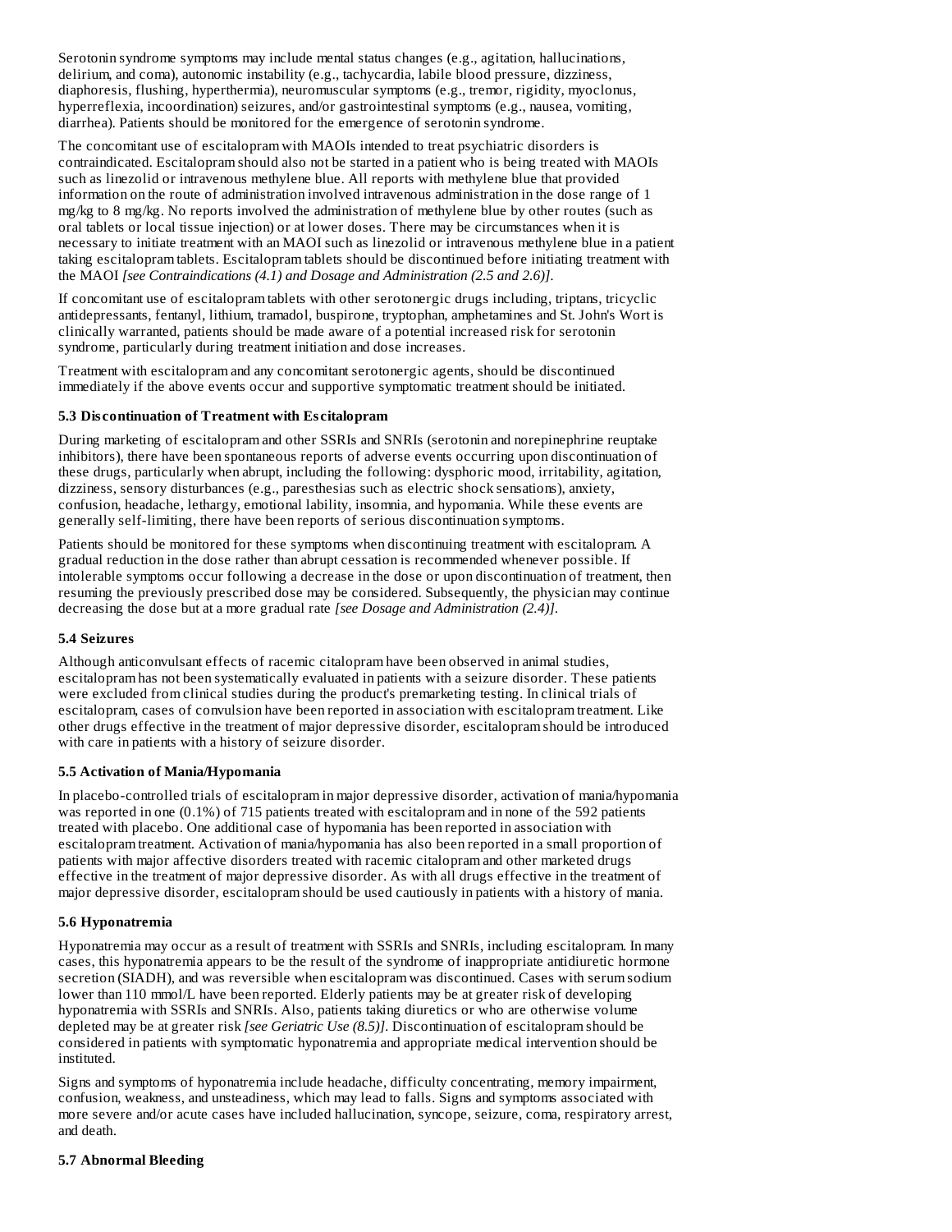Serotonin syndrome symptoms may include mental status changes (e.g., agitation, hallucinations, delirium, and coma), autonomic instability (e.g., tachycardia, labile blood pressure, dizziness, diaphoresis, flushing, hyperthermia), neuromuscular symptoms (e.g., tremor, rigidity, myoclonus, hyperreflexia, incoordination) seizures, and/or gastrointestinal symptoms (e.g., nausea, vomiting, diarrhea). Patients should be monitored for the emergence of serotonin syndrome.

The concomitant use of escitalopram with MAOIs intended to treat psychiatric disorders is contraindicated. Escitalopram should also not be started in a patient who is being treated with MAOIs such as linezolid or intravenous methylene blue. All reports with methylene blue that provided information on the route of administration involved intravenous administration in the dose range of 1 mg/kg to 8 mg/kg. No reports involved the administration of methylene blue by other routes (such as oral tablets or local tissue injection) or at lower doses. There may be circumstances when it is necessary to initiate treatment with an MAOI such as linezolid or intravenous methylene blue in a patient taking escitalopram tablets. Escitalopram tablets should be discontinued before initiating treatment with the MAOI *[see Contraindications (4.1) and Dosage and Administration (2.5 and 2.6)]*.

If concomitant use of escitalopram tablets with other serotonergic drugs including, triptans, tricyclic antidepressants, fentanyl, lithium, tramadol, buspirone, tryptophan, amphetamines and St. John's Wort is clinically warranted, patients should be made aware of a potential increased risk for serotonin syndrome, particularly during treatment initiation and dose increases.

Treatment with escitalopram and any concomitant serotonergic agents, should be discontinued immediately if the above events occur and supportive symptomatic treatment should be initiated.

### 5.3 Discontinuation of Treatment with Escitalopram

During marketing of escitalopram and other SSRIs and SNRIs (serotonin and norepinephrine reuptake inhibitors), there have been spontaneous reports of adverse events occurring upon discontinuation of these drugs, particularly when abrupt, including the following: dysphoric mood, irritability, agitation, dizziness, sensory disturbances (e.g., paresthesias such as electric shock sensations), anxiety, confusion, headache, lethargy, emotional lability, insomnia, and hypomania. While these events are generally self-limiting, there have been reports of serious discontinuation symptoms.

Patients should be monitored for these symptoms when discontinuing treatment with escitalopram. A gradual reduction in the dose rather than abrupt cessation is recommended whenever possible. If intolerable symptoms occur following a decrease in the dose or upon discontinuation of treatment, then resuming the previously prescribed dose may be considered. Subsequently, the physician may continue decreasing the dose but at a more gradual rate *[see Dosage and Administration (2.4)]*.

### 5.4 Seizures

Although anticonvulsant effects of racemic citalopram have been observed in animal studies, escitalopram has not been systematically evaluated in patients with a seizure disorder. These patients were excluded from clinical studies during the product's premarketing testing. In clinical trials of escitalopram, cases of convulsion have been reported in association with escitalopram treatment. Like other drugs effective in the treatment of major depressive disorder, escitalopram should be introduced with care in patients with a history of seizure disorder.

### 5.5 Activation of Mania/Hypomania

In placebo-controlled trials of escitalopram in major depressive disorder, activation of mania/hypomania was reported in one (0.1%) of 715 patients treated with escitalopram and in none of the 592 patients treated with placebo. One additional case of hypomania has been reported in association with escitalopram treatment. Activation of mania/hypomania has also been reported in a small proportion of patients with major affective disorders treated with racemic citalopram and other marketed drugs effective in the treatment of major depressive disorder. As with all drugs effective in the treatment of major depressive disorder, escitalopram should be used cautiously in patients with a history of mania.

### 5.6 Hyponatremia

Hyponatremia may occur as a result of treatment with SSRIs and SNRIs, including escitalopram. In many cases, this hyponatremia appears to be the result of the syndrome of inappropriate antidiuretic hormone secretion (SIADH), and was reversible when escitalopram was discontinued. Cases with serum sodium lower than 110 mmol/L have been reported. Elderly patients may be at greater risk of developing hyponatremia with SSRIs and SNRIs. Also, patients taking diuretics or who are otherwise volume depleted may be at greater risk *[see Geriatric Use (8.5)]*. Discontinuation of escitalopram should be considered in patients with symptomatic hyponatremia and appropriate medical intervention should be instituted.

Signs and symptoms of hyponatremia include headache, difficulty concentrating, memory impairment, confusion, weakness, and unsteadiness, which may lead to falls. Signs and symptoms associated with more severe and/or acute cases have included hallucination, syncope, seizure, coma, respiratory arrest, and death.

### 5.7 Abnormal Bleeding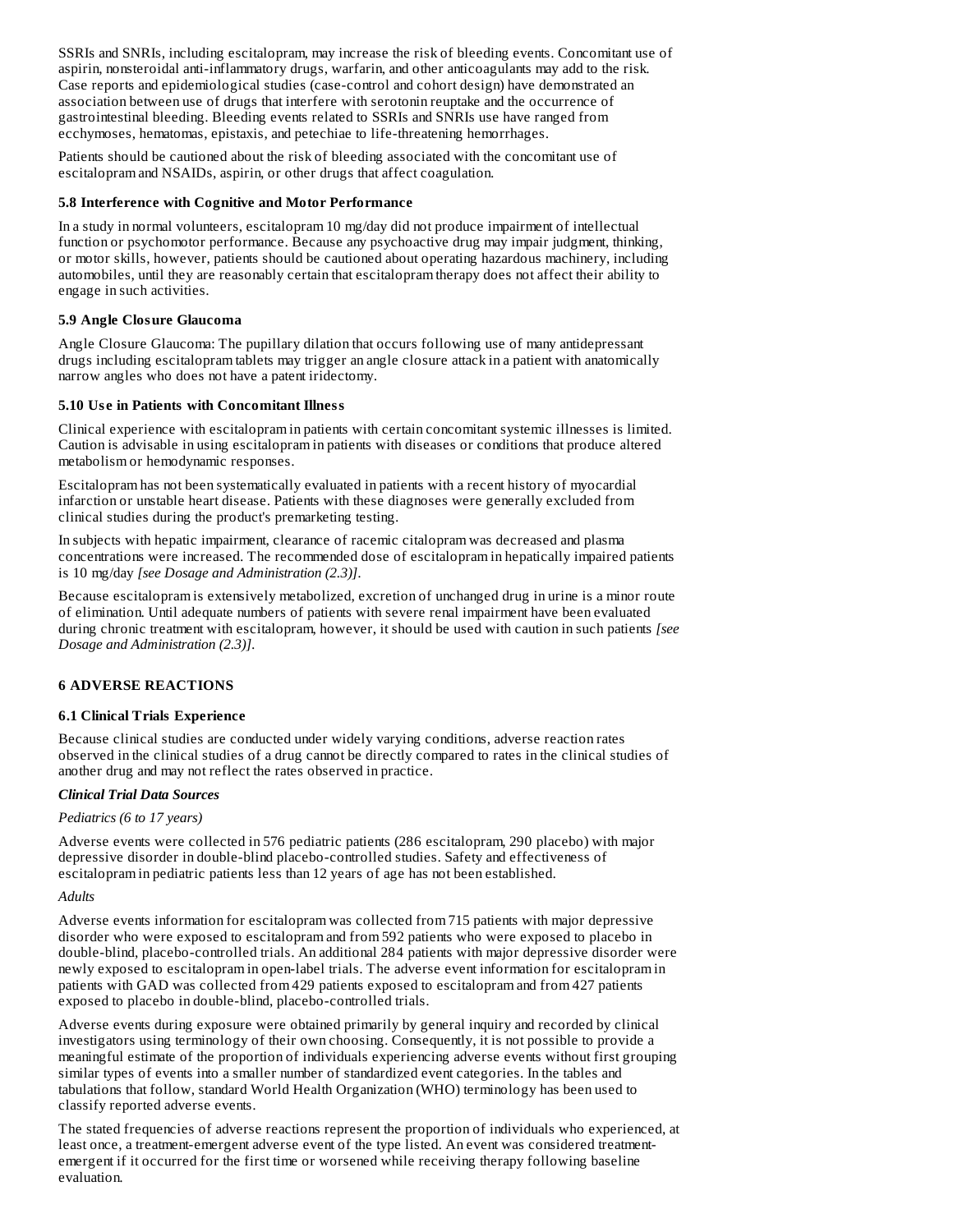SSRIs and SNRIs, including escitalopram, may increase the risk of bleeding events. Concomitant use of aspirin, nonsteroidal anti-inflammatory drugs, warfarin, and other anticoagulants may add to the risk. Case reports and epidemiological studies (case-control and cohort design) have demonstrated an association between use of drugs that interfere with serotonin reuptake and the occurrence of gastrointestinal bleeding. Bleeding events related to SSRIs and SNRIs use have ranged from ecchymoses, hematomas, epistaxis, and petechiae to life-threatening hemorrhages.

Patients should be cautioned about the risk of bleeding associated with the concomitant use of escitalopram and NSAIDs, aspirin, or other drugs that affect coagulation.

### 5.8 Interference with Cognitive and Motor Performance

In a study in normal volunteers, escitalopram 10 mg/day did not produce impairment of intellectual function or psychomotor performance. Because any psychoactive drug may impair judgment, thinking, or motor skills, however, patients should be cautioned about operating hazardous machinery, including automobiles, until they are reasonably certain that escitalopram therapy does not affect their ability to engage in such activities.

### 5.9 Angle Closure Glaucoma

Angle Closure Glaucoma: The pupillary dilation that occurs following use of many antidepressant drugs including escitalopram tablets may trigger an angle closure attack in a patient with anatomically narrow angles who does not have a patent iridectomy.

### 5.10 Use in Patients with Concomitant Illness

Clinical experience with escitalopram in patients with certain concomitant systemic illnesses is limited. Caution is advisable in using escitalopram in patients with diseases or conditions that produce altered metabolism or hemodynamic responses.

Escitalopram has not been systematically evaluated in patients with a recent history of myocardial infarction or unstable heart disease. Patients with these diagnoses were generally excluded from clinical studies during the product's premarketing testing.

In subjects with hepatic impairment, clearance of racemic citalopram was decreased and plasma concentrations were increased. The recommended dose of escitalopram in hepatically impaired patients is 10 mg/day *[see Dosage and Administration (2.3)]*.

Because escitalopram is extensively metabolized, excretion of unchanged drug in urine is a minor route of elimination. Until adequate numbers of patients with severe renal impairment have been evaluated during chronic treatment with escitalopram, however, it should be used with caution in such patients *[see Dosage and Administration (2.3)]*.

## 6 ADVERSE REACTIONS

### 6.1 Clinical Trials Experience

Because clinical studies are conducted under widely varying conditions, adverse reaction rates observed in the clinical studies of a drug cannot be directly compared to rates in the clinical studies of another drug and may not reflect the rates observed in practice.

***Clinical Trial Data Sources***

*Pediatrics (6 to 17 years)*

Adverse events were collected in 576 pediatric patients (286 escitalopram, 290 placebo) with major depressive disorder in double-blind placebo-controlled studies. Safety and effectiveness of escitalopram in pediatric patients less than 12 years of age has not been established.

*Adults*

Adverse events information for escitalopram was collected from 715 patients with major depressive disorder who were exposed to escitalopram and from 592 patients who were exposed to placebo in double-blind, placebo-controlled trials. An additional 284 patients with major depressive disorder were newly exposed to escitalopram in open-label trials. The adverse event information for escitalopram in patients with GAD was collected from 429 patients exposed to escitalopram and from 427 patients exposed to placebo in double-blind, placebo-controlled trials.

Adverse events during exposure were obtained primarily by general inquiry and recorded by clinical investigators using terminology of their own choosing. Consequently, it is not possible to provide a meaningful estimate of the proportion of individuals experiencing adverse events without first grouping similar types of events into a smaller number of standardized event categories. In the tables and tabulations that follow, standard World Health Organization (WHO) terminology has been used to classify reported adverse events.

The stated frequencies of adverse reactions represent the proportion of individuals who experienced, at least once, a treatment-emergent adverse event of the type listed. An event was considered treatment-emergent if it occurred for the first time or worsened while receiving therapy following baseline evaluation.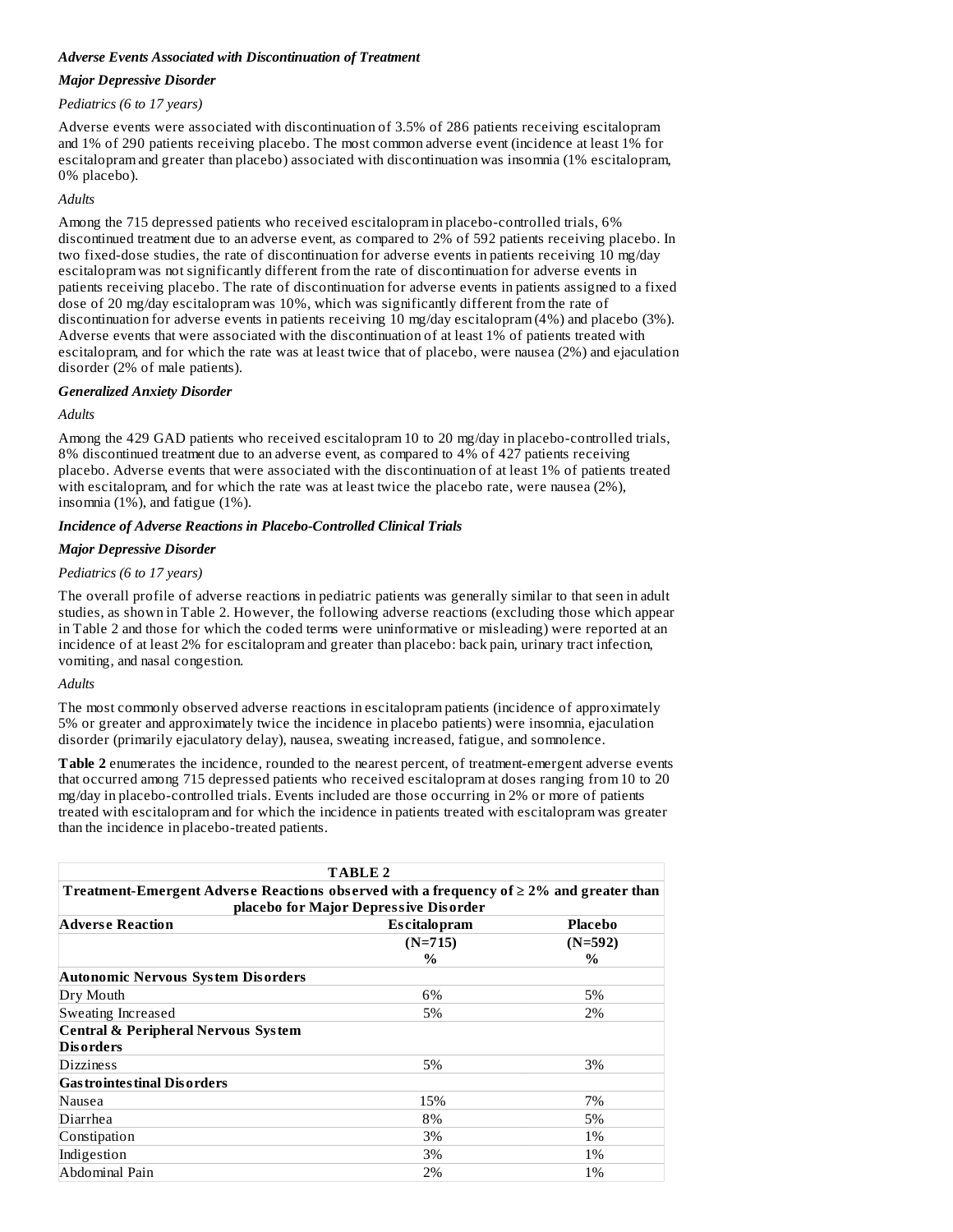***Adverse Events Associated with Discontinuation of Treatment***

***Major Depressive Disorder***

*Pediatrics (6 to 17 years)*

Adverse events were associated with discontinuation of 3.5% of 286 patients receiving escitalopram and 1% of 290 patients receiving placebo. The most common adverse event (incidence at least 1% for escitalopram and greater than placebo) associated with discontinuation was insomnia (1% escitalopram, 0% placebo).

*Adults*

Among the 715 depressed patients who received escitalopram in placebo-controlled trials, 6% discontinued treatment due to an adverse event, as compared to 2% of 592 patients receiving placebo. In two fixed-dose studies, the rate of discontinuation for adverse events in patients receiving 10 mg/day escitalopram was not significantly different from the rate of discontinuation for adverse events in patients receiving placebo. The rate of discontinuation for adverse events in patients assigned to a fixed dose of 20 mg/day escitalopram was 10%, which was significantly different from the rate of discontinuation for adverse events in patients receiving 10 mg/day escitalopram (4%) and placebo (3%). Adverse events that were associated with the discontinuation of at least 1% of patients treated with escitalopram, and for which the rate was at least twice that of placebo, were nausea (2%) and ejaculation disorder (2% of male patients).

***Generalized Anxiety Disorder***

*Adults*

Among the 429 GAD patients who received escitalopram 10 to 20 mg/day in placebo-controlled trials, 8% discontinued treatment due to an adverse event, as compared to 4% of 427 patients receiving placebo. Adverse events that were associated with the discontinuation of at least 1% of patients treated with escitalopram, and for which the rate was at least twice the placebo rate, were nausea (2%), insomnia (1%), and fatigue (1%).

***Incidence of Adverse Reactions in Placebo-Controlled Clinical Trials***

***Major Depressive Disorder***

*Pediatrics (6 to 17 years)*

The overall profile of adverse reactions in pediatric patients was generally similar to that seen in adult studies, as shown in Table 2. However, the following adverse reactions (excluding those which appear in Table 2 and those for which the coded terms were uninformative or misleading) were reported at an incidence of at least 2% for escitalopram and greater than placebo: back pain, urinary tract infection, vomiting, and nasal congestion.

*Adults*

The most commonly observed adverse reactions in escitalopram patients (incidence of approximately 5% or greater and approximately twice the incidence in placebo patients) were insomnia, ejaculation disorder (primarily ejaculatory delay), nausea, sweating increased, fatigue, and somnolence.

**Table 2** enumerates the incidence, rounded to the nearest percent, of treatment-emergent adverse events that occurred among 715 depressed patients who received escitalopram at doses ranging from 10 to 20 mg/day in placebo-controlled trials. Events included are those occurring in 2% or more of patients treated with escitalopram and for which the incidence in patients treated with escitalopram was greater than the incidence in placebo-treated patients.

**TABLE 2**
**Treatment-Emergent Adverse Reactions observed with a frequency of ≥ 2% and greater than placebo for Major Depressive Disorder**

| Adverse Reaction | Escitalopram (N=715) % | Placebo (N=592) % |
|---|---|---|
| **Autonomic Nervous System Disorders** | | |
| Dry Mouth | 6% | 5% |
| Sweating Increased | 5% | 2% |
| **Central & Peripheral Nervous System Disorders** | | |
| Dizziness | 5% | 3% |
| **Gastrointestinal Disorders** | | |
| Nausea | 15% | 7% |
| Diarrhea | 8% | 5% |
| Constipation | 3% | 1% |
| Indigestion | 3% | 1% |
| Abdominal Pain | 2% | 1% |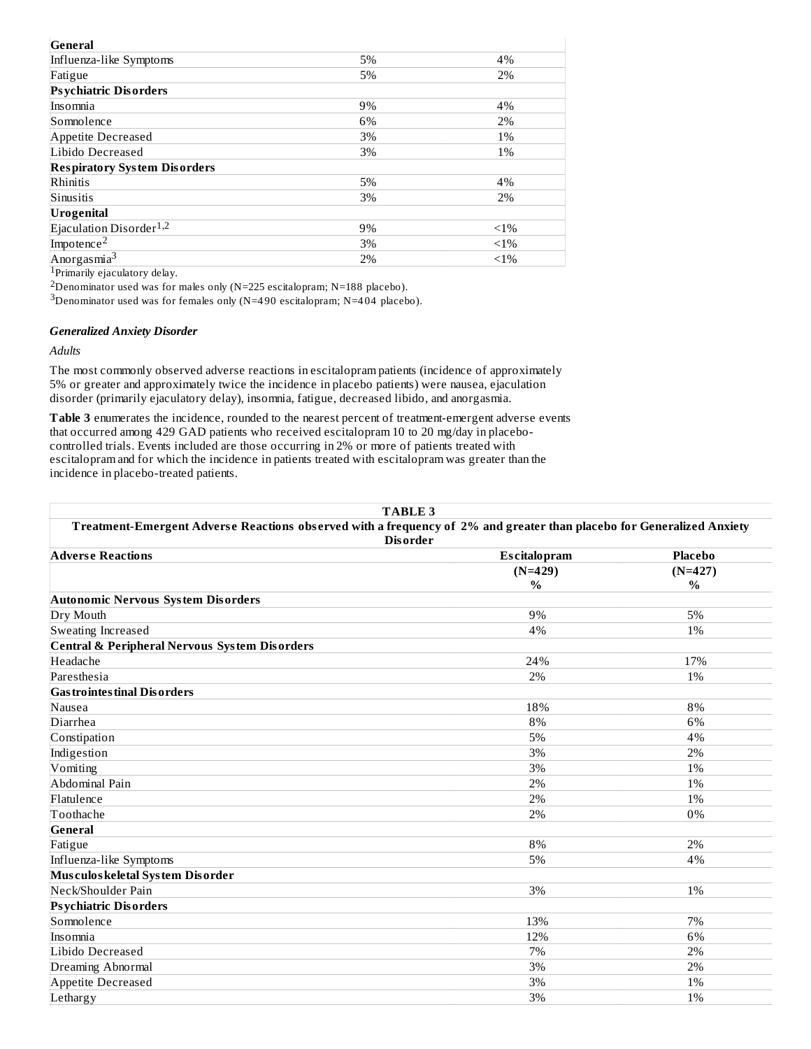| | | |
|---|---|---|
| **General** | | |
| Influenza-like Symptoms | 5% | 4% |
| Fatigue | 5% | 2% |
| **Psychiatric Disorders** | | |
| Insomnia | 9% | 4% |
| Somnolence | 6% | 2% |
| Appetite Decreased | 3% | 1% |
| Libido Decreased | 3% | 1% |
| **Respiratory System Disorders** | | |
| Rhinitis | 5% | 4% |
| Sinusitis | 3% | 2% |
| **Urogenital** | | |
| Ejaculation Disorder[1,2] | 9% | <1% |
| Impotence[2] | 3% | <1% |
| Anorgasmia[3] | 2% | <1% |

[1]Primarily ejaculatory delay.

[2]Denominator used was for males only (N=225 escitalopram; N=188 placebo).

[3]Denominator used was for females only (N=490 escitalopram; N=404 placebo).

### *Generalized Anxiety Disorder*

*Adults*

The most commonly observed adverse reactions in escitalopram patients (incidence of approximately 5% or greater and approximately twice the incidence in placebo patients) were nausea, ejaculation disorder (primarily ejaculatory delay), insomnia, fatigue, decreased libido, and anorgasmia.

**Table 3** enumerates the incidence, rounded to the nearest percent of treatment-emergent adverse events that occurred among 429 GAD patients who received escitalopram 10 to 20 mg/day in placebo-controlled trials. Events included are those occurring in 2% or more of patients treated with escitalopram and for which the incidence in patients treated with escitalopram was greater than the incidence in placebo-treated patients.

**TABLE 3**

**Treatment-Emergent Adverse Reactions observed with a frequency of 2% and greater than placebo for Generalized Anxiety Disorder**

| Adverse Reactions | Escitalopram (N=429) % | Placebo (N=427) % |
|---|---|---|
| **Autonomic Nervous System Disorders** | | |
| Dry Mouth | 9% | 5% |
| Sweating Increased | 4% | 1% |
| **Central & Peripheral Nervous System Disorders** | | |
| Headache | 24% | 17% |
| Paresthesia | 2% | 1% |
| **Gastrointestinal Disorders** | | |
| Nausea | 18% | 8% |
| Diarrhea | 8% | 6% |
| Constipation | 5% | 4% |
| Indigestion | 3% | 2% |
| Vomiting | 3% | 1% |
| Abdominal Pain | 2% | 1% |
| Flatulence | 2% | 1% |
| Toothache | 2% | 0% |
| **General** | | |
| Fatigue | 8% | 2% |
| Influenza-like Symptoms | 5% | 4% |
| **Musculoskeletal System Disorder** | | |
| Neck/Shoulder Pain | 3% | 1% |
| **Psychiatric Disorders** | | |
| Somnolence | 13% | 7% |
| Insomnia | 12% | 6% |
| Libido Decreased | 7% | 2% |
| Dreaming Abnormal | 3% | 2% |
| Appetite Decreased | 3% | 1% |
| Lethargy | 3% | 1% |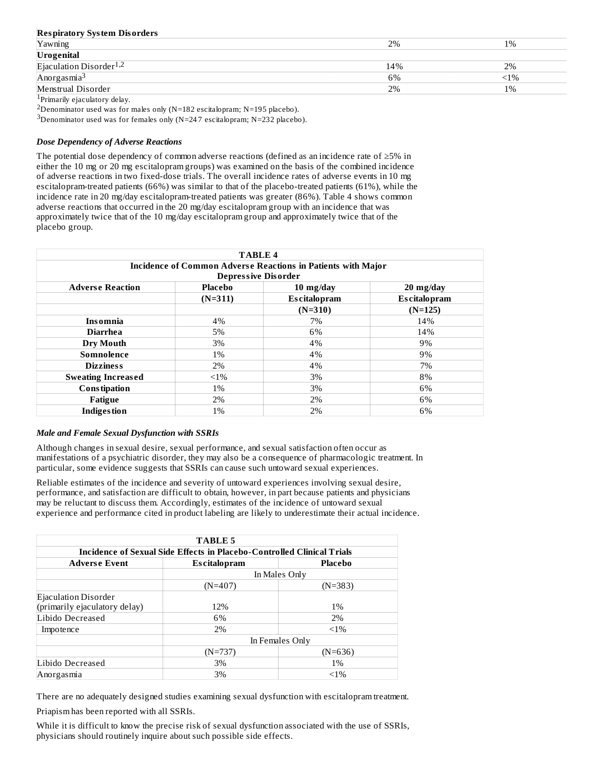| | | |
|---|---|---|
| **Respiratory System Disorders** | | |
| Yawning | 2% | 1% |
| **Urogenital** | | |
| Ejaculation Disorder[1,2] | 14% | 2% |
| Anorgasmia[3] | 6% | <1% |
| Menstrual Disorder | 2% | 1% |

[1]Primarily ejaculatory delay.

[2]Denominator used was for males only (N=182 escitalopram; N=195 placebo).

[3]Denominator used was for females only (N=247 escitalopram; N=232 placebo).

***Dose Dependency of Adverse Reactions***

The potential dose dependency of common adverse reactions (defined as an incidence rate of ≥5% in either the 10 mg or 20 mg escitalopram groups) was examined on the basis of the combined incidence of adverse reactions in two fixed-dose trials. The overall incidence rates of adverse events in 10 mg escitalopram-treated patients (66%) was similar to that of the placebo-treated patients (61%), while the incidence rate in 20 mg/day escitalopram-treated patients was greater (86%). Table 4 shows common adverse reactions that occurred in the 20 mg/day escitalopram group with an incidence that was approximately twice that of the 10 mg/day escitalopram group and approximately twice that of the placebo group.

**TABLE 4**
**Incidence of Common Adverse Reactions in Patients with Major Depressive Disorder**

| Adverse Reaction | Placebo | 10 mg/day | 20 mg/day |
|---|---|---|---|
| | (N=311) | Escitalopram | Escitalopram |
| | | (N=310) | (N=125) |
| **Insomnia** | 4% | 7% | 14% |
| **Diarrhea** | 5% | 6% | 14% |
| **Dry Mouth** | 3% | 4% | 9% |
| **Somnolence** | 1% | 4% | 9% |
| **Dizziness** | 2% | 4% | 7% |
| **Sweating Increased** | <1% | 3% | 8% |
| **Constipation** | 1% | 3% | 6% |
| **Fatigue** | 2% | 2% | 6% |
| **Indigestion** | 1% | 2% | 6% |

***Male and Female Sexual Dysfunction with SSRIs***

Although changes in sexual desire, sexual performance, and sexual satisfaction often occur as manifestations of a psychiatric disorder, they may also be a consequence of pharmacologic treatment. In particular, some evidence suggests that SSRIs can cause such untoward sexual experiences.

Reliable estimates of the incidence and severity of untoward experiences involving sexual desire, performance, and satisfaction are difficult to obtain, however, in part because patients and physicians may be reluctant to discuss them. Accordingly, estimates of the incidence of untoward sexual experience and performance cited in product labeling are likely to underestimate their actual incidence.

**TABLE 5**
**Incidence of Sexual Side Effects in Placebo-Controlled Clinical Trials**

| Adverse Event | Escitalopram | Placebo |
|---|---|---|
| | In Males Only | |
| | (N=407) | (N=383) |
| Ejaculation Disorder (primarily ejaculatory delay) | 12% | 1% |
| Libido Decreased | 6% | 2% |
| Impotence | 2% | <1% |
| | In Females Only | |
| | (N=737) | (N=636) |
| Libido Decreased | 3% | 1% |
| Anorgasmia | 3% | <1% |

There are no adequately designed studies examining sexual dysfunction with escitalopram treatment.

Priapism has been reported with all SSRIs.

While it is difficult to know the precise risk of sexual dysfunction associated with the use of SSRIs, physicians should routinely inquire about such possible side effects.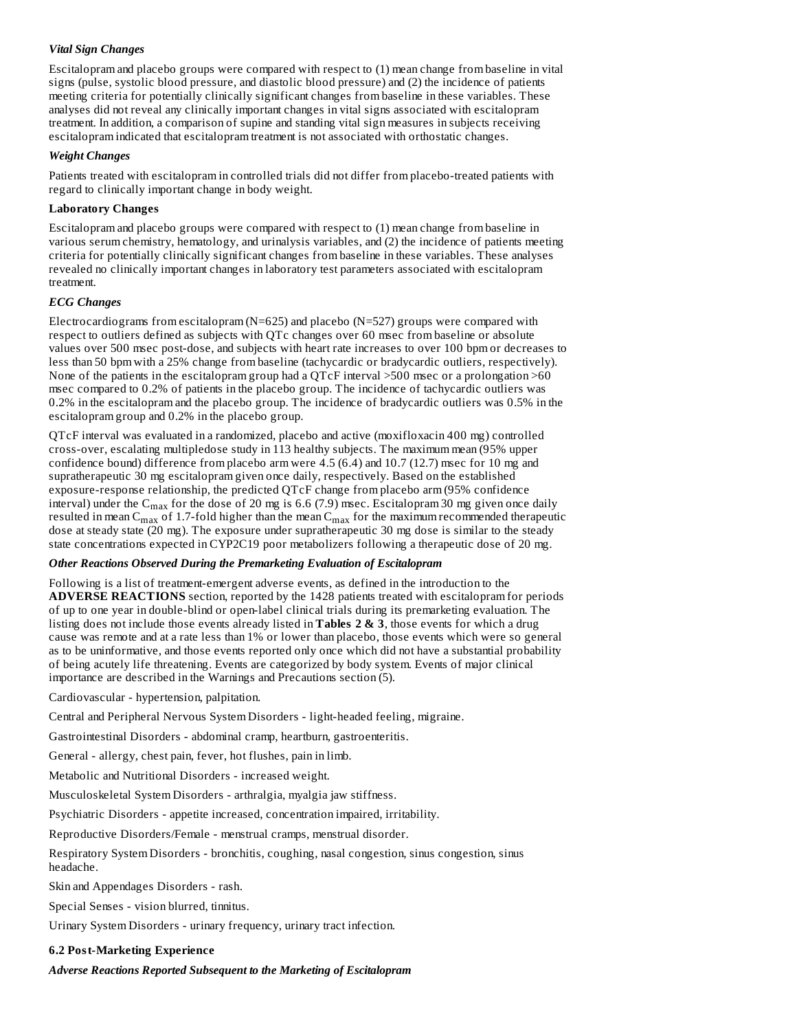*Vital Sign Changes*

Escitalopram and placebo groups were compared with respect to (1) mean change from baseline in vital signs (pulse, systolic blood pressure, and diastolic blood pressure) and (2) the incidence of patients meeting criteria for potentially clinically significant changes from baseline in these variables. These analyses did not reveal any clinically important changes in vital signs associated with escitalopram treatment. In addition, a comparison of supine and standing vital sign measures in subjects receiving escitalopram indicated that escitalopram treatment is not associated with orthostatic changes.

*Weight Changes*

Patients treated with escitalopram in controlled trials did not differ from placebo-treated patients with regard to clinically important change in body weight.

**Laboratory Changes**

Escitalopram and placebo groups were compared with respect to (1) mean change from baseline in various serum chemistry, hematology, and urinalysis variables, and (2) the incidence of patients meeting criteria for potentially clinically significant changes from baseline in these variables. These analyses revealed no clinically important changes in laboratory test parameters associated with escitalopram treatment.

*ECG Changes*

Electrocardiograms from escitalopram (N=625) and placebo (N=527) groups were compared with respect to outliers defined as subjects with QTc changes over 60 msec from baseline or absolute values over 500 msec post-dose, and subjects with heart rate increases to over 100 bpm or decreases to less than 50 bpm with a 25% change from baseline (tachycardic or bradycardic outliers, respectively). None of the patients in the escitalopram group had a QTcF interval >500 msec or a prolongation >60 msec compared to 0.2% of patients in the placebo group. The incidence of tachycardic outliers was 0.2% in the escitalopram and the placebo group. The incidence of bradycardic outliers was 0.5% in the escitalopram group and 0.2% in the placebo group.

QTcF interval was evaluated in a randomized, placebo and active (moxifloxacin 400 mg) controlled cross-over, escalating multipledose study in 113 healthy subjects. The maximum mean (95% upper confidence bound) difference from placebo arm were 4.5 (6.4) and 10.7 (12.7) msec for 10 mg and supratherapeutic 30 mg escitalopram given once daily, respectively. Based on the established exposure-response relationship, the predicted QTcF change from placebo arm (95% confidence interval) under the $C_{max}$ for the dose of 20 mg is 6.6 (7.9) msec. Escitalopram 30 mg given once daily resulted in mean $C_{max}$ of 1.7-fold higher than the mean $C_{max}$ for the maximum recommended therapeutic dose at steady state (20 mg). The exposure under supratherapeutic 30 mg dose is similar to the steady state concentrations expected in CYP2C19 poor metabolizers following a therapeutic dose of 20 mg.

*Other Reactions Observed During the Premarketing Evaluation of Escitalopram*

Following is a list of treatment-emergent adverse events, as defined in the introduction to the **ADVERSE REACTIONS** section, reported by the 1428 patients treated with escitalopram for periods of up to one year in double-blind or open-label clinical trials during its premarketing evaluation. The listing does not include those events already listed in **Tables 2 & 3**, those events for which a drug cause was remote and at a rate less than 1% or lower than placebo, those events which were so general as to be uninformative, and those events reported only once which did not have a substantial probability of being acutely life threatening. Events are categorized by body system. Events of major clinical importance are described in the Warnings and Precautions section (5).

Cardiovascular - hypertension, palpitation.

Central and Peripheral Nervous System Disorders - light-headed feeling, migraine.

Gastrointestinal Disorders - abdominal cramp, heartburn, gastroenteritis.

General - allergy, chest pain, fever, hot flushes, pain in limb.

Metabolic and Nutritional Disorders - increased weight.

Musculoskeletal System Disorders - arthralgia, myalgia jaw stiffness.

Psychiatric Disorders - appetite increased, concentration impaired, irritability.

Reproductive Disorders/Female - menstrual cramps, menstrual disorder.

Respiratory System Disorders - bronchitis, coughing, nasal congestion, sinus congestion, sinus headache.

Skin and Appendages Disorders - rash.

Special Senses - vision blurred, tinnitus.

Urinary System Disorders - urinary frequency, urinary tract infection.

### 6.2 Post-Marketing Experience

*Adverse Reactions Reported Subsequent to the Marketing of Escitalopram*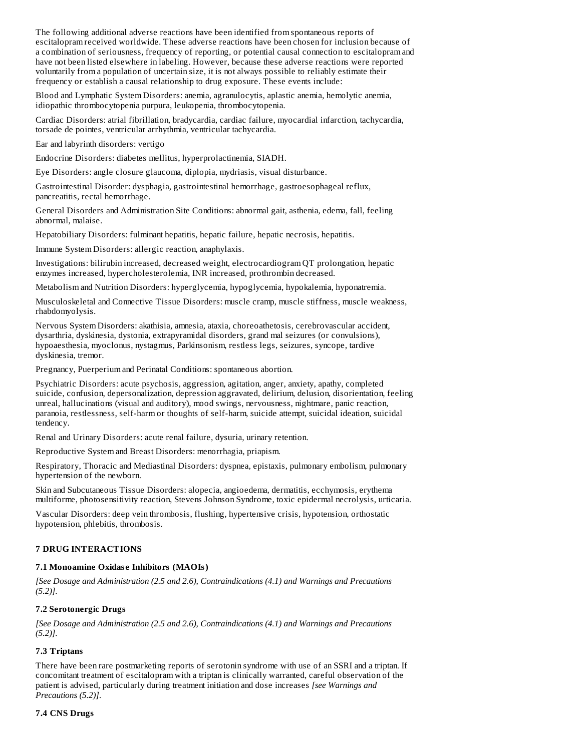The following additional adverse reactions have been identified from spontaneous reports of escitalopram received worldwide. These adverse reactions have been chosen for inclusion because of a combination of seriousness, frequency of reporting, or potential causal connection to escitalopram and have not been listed elsewhere in labeling. However, because these adverse reactions were reported voluntarily from a population of uncertain size, it is not always possible to reliably estimate their frequency or establish a causal relationship to drug exposure. These events include:

Blood and Lymphatic System Disorders: anemia, agranulocytis, aplastic anemia, hemolytic anemia, idiopathic thrombocytopenia purpura, leukopenia, thrombocytopenia.

Cardiac Disorders: atrial fibrillation, bradycardia, cardiac failure, myocardial infarction, tachycardia, torsade de pointes, ventricular arrhythmia, ventricular tachycardia.

Ear and labyrinth disorders: vertigo

Endocrine Disorders: diabetes mellitus, hyperprolactinemia, SIADH.

Eye Disorders: angle closure glaucoma, diplopia, mydriasis, visual disturbance.

Gastrointestinal Disorder: dysphagia, gastrointestinal hemorrhage, gastroesophageal reflux, pancreatitis, rectal hemorrhage.

General Disorders and Administration Site Conditions: abnormal gait, asthenia, edema, fall, feeling abnormal, malaise.

Hepatobiliary Disorders: fulminant hepatitis, hepatic failure, hepatic necrosis, hepatitis.

Immune System Disorders: allergic reaction, anaphylaxis.

Investigations: bilirubin increased, decreased weight, electrocardiogram QT prolongation, hepatic enzymes increased, hypercholesterolemia, INR increased, prothrombin decreased.

Metabolism and Nutrition Disorders: hyperglycemia, hypoglycemia, hypokalemia, hyponatremia.

Musculoskeletal and Connective Tissue Disorders: muscle cramp, muscle stiffness, muscle weakness, rhabdomyolysis.

Nervous System Disorders: akathisia, amnesia, ataxia, choreoathetosis, cerebrovascular accident, dysarthria, dyskinesia, dystonia, extrapyramidal disorders, grand mal seizures (or convulsions), hypoaesthesia, myoclonus, nystagmus, Parkinsonism, restless legs, seizures, syncope, tardive dyskinesia, tremor.

Pregnancy, Puerperium and Perinatal Conditions: spontaneous abortion.

Psychiatric Disorders: acute psychosis, aggression, agitation, anger, anxiety, apathy, completed suicide, confusion, depersonalization, depression aggravated, delirium, delusion, disorientation, feeling unreal, hallucinations (visual and auditory), mood swings, nervousness, nightmare, panic reaction, paranoia, restlessness, self-harm or thoughts of self-harm, suicide attempt, suicidal ideation, suicidal tendency.

Renal and Urinary Disorders: acute renal failure, dysuria, urinary retention.

Reproductive System and Breast Disorders: menorrhagia, priapism.

Respiratory, Thoracic and Mediastinal Disorders: dyspnea, epistaxis, pulmonary embolism, pulmonary hypertension of the newborn.

Skin and Subcutaneous Tissue Disorders: alopecia, angioedema, dermatitis, ecchymosis, erythema multiforme, photosensitivity reaction, Stevens Johnson Syndrome, toxic epidermal necrolysis, urticaria.

Vascular Disorders: deep vein thrombosis, flushing, hypertensive crisis, hypotension, orthostatic hypotension, phlebitis, thrombosis.

## 7 DRUG INTERACTIONS

### 7.1 Monoamine Oxidase Inhibitors (MAOIs)

*[See Dosage and Administration (2.5 and 2.6), Contraindications (4.1) and Warnings and Precautions (5.2)].*

### 7.2 Serotonergic Drugs

*[See Dosage and Administration (2.5 and 2.6), Contraindications (4.1) and Warnings and Precautions (5.2)].*

### 7.3 Triptans

There have been rare postmarketing reports of serotonin syndrome with use of an SSRI and a triptan. If concomitant treatment of escitalopram with a triptan is clinically warranted, careful observation of the patient is advised, particularly during treatment initiation and dose increases *[see Warnings and Precautions (5.2)].*

### 7.4 CNS Drugs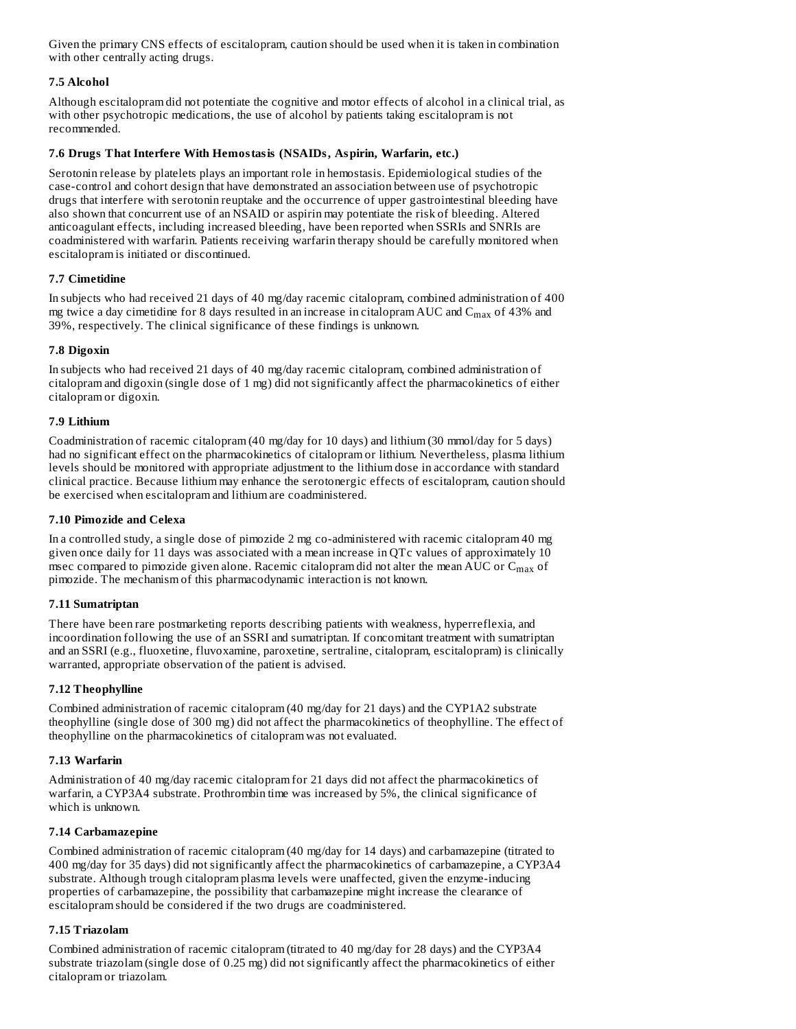Given the primary CNS effects of escitalopram, caution should be used when it is taken in combination with other centrally acting drugs.

### 7.5 Alcohol

Although escitalopram did not potentiate the cognitive and motor effects of alcohol in a clinical trial, as with other psychotropic medications, the use of alcohol by patients taking escitalopram is not recommended.

### 7.6 Drugs That Interfere With Hemostasis (NSAIDs, Aspirin, Warfarin, etc.)

Serotonin release by platelets plays an important role in hemostasis. Epidemiological studies of the case-control and cohort design that have demonstrated an association between use of psychotropic drugs that interfere with serotonin reuptake and the occurrence of upper gastrointestinal bleeding have also shown that concurrent use of an NSAID or aspirin may potentiate the risk of bleeding. Altered anticoagulant effects, including increased bleeding, have been reported when SSRIs and SNRIs are coadministered with warfarin. Patients receiving warfarin therapy should be carefully monitored when escitalopram is initiated or discontinued.

### 7.7 Cimetidine

In subjects who had received 21 days of 40 mg/day racemic citalopram, combined administration of 400 mg twice a day cimetidine for 8 days resulted in an increase in citalopram AUC and $C_{max}$ of 43% and 39%, respectively. The clinical significance of these findings is unknown.

### 7.8 Digoxin

In subjects who had received 21 days of 40 mg/day racemic citalopram, combined administration of citalopram and digoxin (single dose of 1 mg) did not significantly affect the pharmacokinetics of either citalopram or digoxin.

### 7.9 Lithium

Coadministration of racemic citalopram (40 mg/day for 10 days) and lithium (30 mmol/day for 5 days) had no significant effect on the pharmacokinetics of citalopram or lithium. Nevertheless, plasma lithium levels should be monitored with appropriate adjustment to the lithium dose in accordance with standard clinical practice. Because lithium may enhance the serotonergic effects of escitalopram, caution should be exercised when escitalopram and lithium are coadministered.

### 7.10 Pimozide and Celexa

In a controlled study, a single dose of pimozide 2 mg co-administered with racemic citalopram 40 mg given once daily for 11 days was associated with a mean increase in QTc values of approximately 10 msec compared to pimozide given alone. Racemic citalopram did not alter the mean AUC or $C_{max}$ of pimozide. The mechanism of this pharmacodynamic interaction is not known.

### 7.11 Sumatriptan

There have been rare postmarketing reports describing patients with weakness, hyperreflexia, and incoordination following the use of an SSRI and sumatriptan. If concomitant treatment with sumatriptan and an SSRI (e.g., fluoxetine, fluvoxamine, paroxetine, sertraline, citalopram, escitalopram) is clinically warranted, appropriate observation of the patient is advised.

### 7.12 Theophylline

Combined administration of racemic citalopram (40 mg/day for 21 days) and the CYP1A2 substrate theophylline (single dose of 300 mg) did not affect the pharmacokinetics of theophylline. The effect of theophylline on the pharmacokinetics of citalopram was not evaluated.

### 7.13 Warfarin

Administration of 40 mg/day racemic citalopram for 21 days did not affect the pharmacokinetics of warfarin, a CYP3A4 substrate. Prothrombin time was increased by 5%, the clinical significance of which is unknown.

### 7.14 Carbamazepine

Combined administration of racemic citalopram (40 mg/day for 14 days) and carbamazepine (titrated to 400 mg/day for 35 days) did not significantly affect the pharmacokinetics of carbamazepine, a CYP3A4 substrate. Although trough citalopram plasma levels were unaffected, given the enzyme-inducing properties of carbamazepine, the possibility that carbamazepine might increase the clearance of escitalopram should be considered if the two drugs are coadministered.

### 7.15 Triazolam

Combined administration of racemic citalopram (titrated to 40 mg/day for 28 days) and the CYP3A4 substrate triazolam (single dose of 0.25 mg) did not significantly affect the pharmacokinetics of either citalopram or triazolam.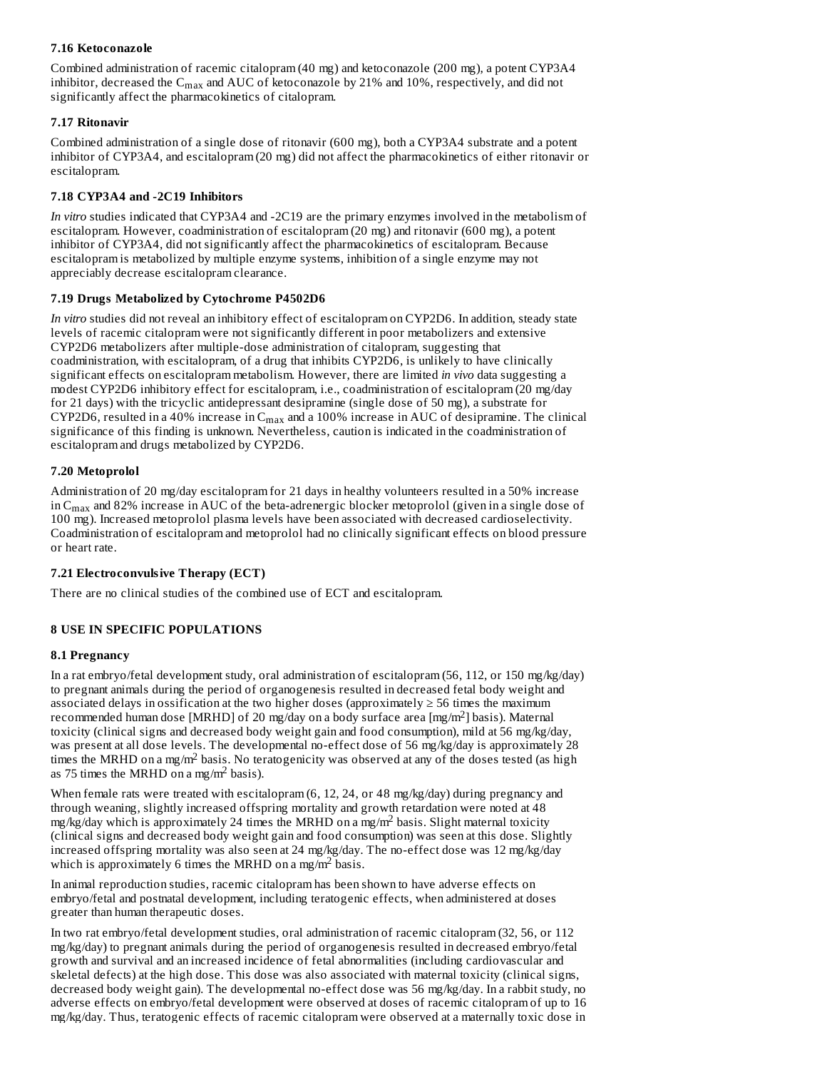### 7.16 Ketoconazole

Combined administration of racemic citalopram (40 mg) and ketoconazole (200 mg), a potent CYP3A4 inhibitor, decreased the $C_{max}$ and AUC of ketoconazole by 21% and 10%, respectively, and did not significantly affect the pharmacokinetics of citalopram.

### 7.17 Ritonavir

Combined administration of a single dose of ritonavir (600 mg), both a CYP3A4 substrate and a potent inhibitor of CYP3A4, and escitalopram (20 mg) did not affect the pharmacokinetics of either ritonavir or escitalopram.

### 7.18 CYP3A4 and -2C19 Inhibitors

*In vitro* studies indicated that CYP3A4 and -2C19 are the primary enzymes involved in the metabolism of escitalopram. However, coadministration of escitalopram (20 mg) and ritonavir (600 mg), a potent inhibitor of CYP3A4, did not significantly affect the pharmacokinetics of escitalopram. Because escitalopram is metabolized by multiple enzyme systems, inhibition of a single enzyme may not appreciably decrease escitalopram clearance.

### 7.19 Drugs Metabolized by Cytochrome P4502D6

*In vitro* studies did not reveal an inhibitory effect of escitalopram on CYP2D6. In addition, steady state levels of racemic citalopram were not significantly different in poor metabolizers and extensive CYP2D6 metabolizers after multiple-dose administration of citalopram, suggesting that coadministration, with escitalopram, of a drug that inhibits CYP2D6, is unlikely to have clinically significant effects on escitalopram metabolism. However, there are limited *in vivo* data suggesting a modest CYP2D6 inhibitory effect for escitalopram, i.e., coadministration of escitalopram (20 mg/day for 21 days) with the tricyclic antidepressant desipramine (single dose of 50 mg), a substrate for CYP2D6, resulted in a 40% increase in $C_{max}$ and a 100% increase in AUC of desipramine. The clinical significance of this finding is unknown. Nevertheless, caution is indicated in the coadministration of escitalopram and drugs metabolized by CYP2D6.

### 7.20 Metoprolol

Administration of 20 mg/day escitalopram for 21 days in healthy volunteers resulted in a 50% increase in $C_{max}$ and 82% increase in AUC of the beta-adrenergic blocker metoprolol (given in a single dose of 100 mg). Increased metoprolol plasma levels have been associated with decreased cardioselectivity. Coadministration of escitalopram and metoprolol had no clinically significant effects on blood pressure or heart rate.

### 7.21 Electroconvulsive Therapy (ECT)

There are no clinical studies of the combined use of ECT and escitalopram.

## 8 USE IN SPECIFIC POPULATIONS

### 8.1 Pregnancy

In a rat embryo/fetal development study, oral administration of escitalopram (56, 112, or 150 mg/kg/day) to pregnant animals during the period of organogenesis resulted in decreased fetal body weight and associated delays in ossification at the two higher doses (approximately ≥ 56 times the maximum recommended human dose [MRHD] of 20 mg/day on a body surface area [$mg/m^2$] basis). Maternal toxicity (clinical signs and decreased body weight gain and food consumption), mild at 56 mg/kg/day, was present at all dose levels. The developmental no-effect dose of 56 mg/kg/day is approximately 28 times the MRHD on a $mg/m^2$ basis. No teratogenicity was observed at any of the doses tested (as high as 75 times the MRHD on a $mg/m^2$ basis).

When female rats were treated with escitalopram (6, 12, 24, or 48 mg/kg/day) during pregnancy and through weaning, slightly increased offspring mortality and growth retardation were noted at 48 mg/kg/day which is approximately 24 times the MRHD on a $mg/m^2$ basis. Slight maternal toxicity (clinical signs and decreased body weight gain and food consumption) was seen at this dose. Slightly increased offspring mortality was also seen at 24 mg/kg/day. The no-effect dose was 12 mg/kg/day which is approximately 6 times the MRHD on a $mg/m^2$ basis.

In animal reproduction studies, racemic citalopram has been shown to have adverse effects on embryo/fetal and postnatal development, including teratogenic effects, when administered at doses greater than human therapeutic doses.

In two rat embryo/fetal development studies, oral administration of racemic citalopram (32, 56, or 112 mg/kg/day) to pregnant animals during the period of organogenesis resulted in decreased embryo/fetal growth and survival and an increased incidence of fetal abnormalities (including cardiovascular and skeletal defects) at the high dose. This dose was also associated with maternal toxicity (clinical signs, decreased body weight gain). The developmental no-effect dose was 56 mg/kg/day. In a rabbit study, no adverse effects on embryo/fetal development were observed at doses of racemic citalopram of up to 16 mg/kg/day. Thus, teratogenic effects of racemic citalopram were observed at a maternally toxic dose in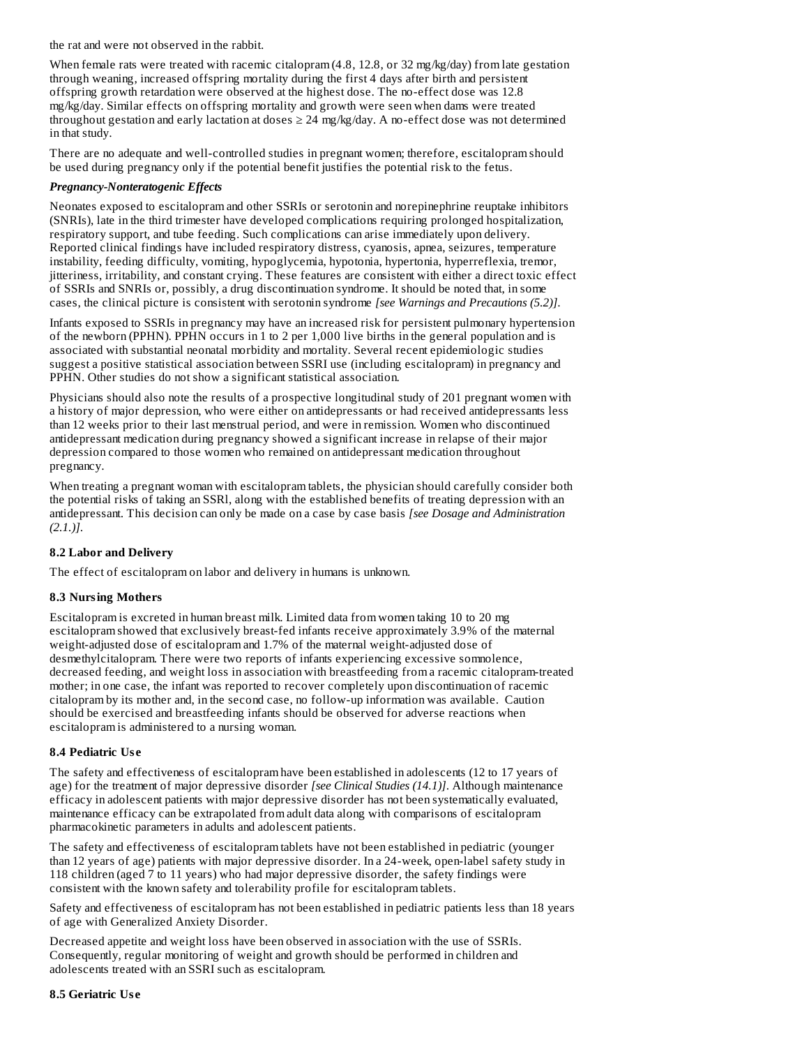the rat and were not observed in the rabbit.

When female rats were treated with racemic citalopram (4.8, 12.8, or 32 mg/kg/day) from late gestation through weaning, increased offspring mortality during the first 4 days after birth and persistent offspring growth retardation were observed at the highest dose. The no-effect dose was 12.8 mg/kg/day. Similar effects on offspring mortality and growth were seen when dams were treated throughout gestation and early lactation at doses ≥ 24 mg/kg/day. A no-effect dose was not determined in that study.

There are no adequate and well-controlled studies in pregnant women; therefore, escitalopram should be used during pregnancy only if the potential benefit justifies the potential risk to the fetus.

***Pregnancy-Nonteratogenic Effects***

Neonates exposed to escitalopram and other SSRIs or serotonin and norepinephrine reuptake inhibitors (SNRIs), late in the third trimester have developed complications requiring prolonged hospitalization, respiratory support, and tube feeding. Such complications can arise immediately upon delivery. Reported clinical findings have included respiratory distress, cyanosis, apnea, seizures, temperature instability, feeding difficulty, vomiting, hypoglycemia, hypotonia, hypertonia, hyperreflexia, tremor, jitteriness, irritability, and constant crying. These features are consistent with either a direct toxic effect of SSRIs and SNRIs or, possibly, a drug discontinuation syndrome. It should be noted that, in some cases, the clinical picture is consistent with serotonin syndrome *[see Warnings and Precautions (5.2)]*.

Infants exposed to SSRIs in pregnancy may have an increased risk for persistent pulmonary hypertension of the newborn (PPHN). PPHN occurs in 1 to 2 per 1,000 live births in the general population and is associated with substantial neonatal morbidity and mortality. Several recent epidemiologic studies suggest a positive statistical association between SSRI use (including escitalopram) in pregnancy and PPHN. Other studies do not show a significant statistical association.

Physicians should also note the results of a prospective longitudinal study of 201 pregnant women with a history of major depression, who were either on antidepressants or had received antidepressants less than 12 weeks prior to their last menstrual period, and were in remission. Women who discontinued antidepressant medication during pregnancy showed a significant increase in relapse of their major depression compared to those women who remained on antidepressant medication throughout pregnancy.

When treating a pregnant woman with escitalopram tablets, the physician should carefully consider both the potential risks of taking an SSRl, along with the established benefits of treating depression with an antidepressant. This decision can only be made on a case by case basis *[see Dosage and Administration (2.1.)]*.

**8.2 Labor and Delivery**

The effect of escitalopram on labor and delivery in humans is unknown.

**8.3 Nursing Mothers**

Escitalopram is excreted in human breast milk. Limited data from women taking 10 to 20 mg escitalopram showed that exclusively breast-fed infants receive approximately 3.9% of the maternal weight-adjusted dose of escitalopram and 1.7% of the maternal weight-adjusted dose of desmethylcitalopram. There were two reports of infants experiencing excessive somnolence, decreased feeding, and weight loss in association with breastfeeding from a racemic citalopram-treated mother; in one case, the infant was reported to recover completely upon discontinuation of racemic citalopram by its mother and, in the second case, no follow-up information was available. Caution should be exercised and breastfeeding infants should be observed for adverse reactions when escitalopram is administered to a nursing woman.

**8.4 Pediatric Use**

The safety and effectiveness of escitalopram have been established in adolescents (12 to 17 years of age) for the treatment of major depressive disorder *[see Clinical Studies (14.1)]*. Although maintenance efficacy in adolescent patients with major depressive disorder has not been systematically evaluated, maintenance efficacy can be extrapolated from adult data along with comparisons of escitalopram pharmacokinetic parameters in adults and adolescent patients.

The safety and effectiveness of escitalopram tablets have not been established in pediatric (younger than 12 years of age) patients with major depressive disorder. In a 24-week, open-label safety study in 118 children (aged 7 to 11 years) who had major depressive disorder, the safety findings were consistent with the known safety and tolerability profile for escitalopram tablets.

Safety and effectiveness of escitalopram has not been established in pediatric patients less than 18 years of age with Generalized Anxiety Disorder.

Decreased appetite and weight loss have been observed in association with the use of SSRIs. Consequently, regular monitoring of weight and growth should be performed in children and adolescents treated with an SSRI such as escitalopram.

**8.5 Geriatric Use**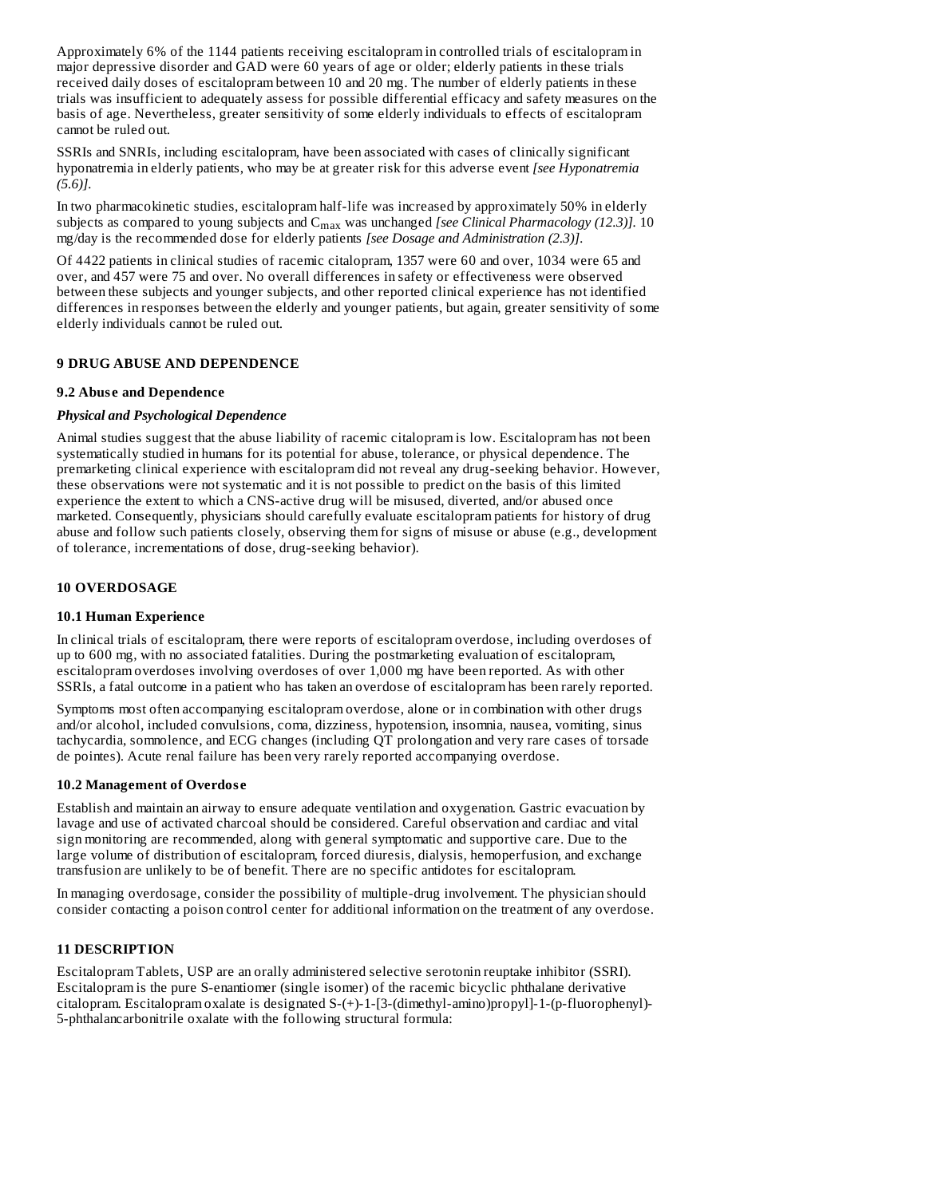Approximately 6% of the 1144 patients receiving escitalopram in controlled trials of escitalopram in major depressive disorder and GAD were 60 years of age or older; elderly patients in these trials received daily doses of escitalopram between 10 and 20 mg. The number of elderly patients in these trials was insufficient to adequately assess for possible differential efficacy and safety measures on the basis of age. Nevertheless, greater sensitivity of some elderly individuals to effects of escitalopram cannot be ruled out.

SSRIs and SNRIs, including escitalopram, have been associated with cases of clinically significant hyponatremia in elderly patients, who may be at greater risk for this adverse event *[see Hyponatremia (5.6)]*.

In two pharmacokinetic studies, escitalopram half-life was increased by approximately 50% in elderly subjects as compared to young subjects and $C_{max}$ was unchanged *[see Clinical Pharmacology (12.3)]*. 10 mg/day is the recommended dose for elderly patients *[see Dosage and Administration (2.3)]*.

Of 4422 patients in clinical studies of racemic citalopram, 1357 were 60 and over, 1034 were 65 and over, and 457 were 75 and over. No overall differences in safety or effectiveness were observed between these subjects and younger subjects, and other reported clinical experience has not identified differences in responses between the elderly and younger patients, but again, greater sensitivity of some elderly individuals cannot be ruled out.

## 9 DRUG ABUSE AND DEPENDENCE

### 9.2 Abuse and Dependence

***Physical and Psychological Dependence***

Animal studies suggest that the abuse liability of racemic citalopram is low. Escitalopram has not been systematically studied in humans for its potential for abuse, tolerance, or physical dependence. The premarketing clinical experience with escitalopram did not reveal any drug-seeking behavior. However, these observations were not systematic and it is not possible to predict on the basis of this limited experience the extent to which a CNS-active drug will be misused, diverted, and/or abused once marketed. Consequently, physicians should carefully evaluate escitalopram patients for history of drug abuse and follow such patients closely, observing them for signs of misuse or abuse (e.g., development of tolerance, incrementations of dose, drug-seeking behavior).

## 10 OVERDOSAGE

### 10.1 Human Experience

In clinical trials of escitalopram, there were reports of escitalopram overdose, including overdoses of up to 600 mg, with no associated fatalities. During the postmarketing evaluation of escitalopram, escitalopram overdoses involving overdoses of over 1,000 mg have been reported. As with other SSRIs, a fatal outcome in a patient who has taken an overdose of escitalopram has been rarely reported.

Symptoms most often accompanying escitalopram overdose, alone or in combination with other drugs and/or alcohol, included convulsions, coma, dizziness, hypotension, insomnia, nausea, vomiting, sinus tachycardia, somnolence, and ECG changes (including QT prolongation and very rare cases of torsade de pointes). Acute renal failure has been very rarely reported accompanying overdose.

### 10.2 Management of Overdose

Establish and maintain an airway to ensure adequate ventilation and oxygenation. Gastric evacuation by lavage and use of activated charcoal should be considered. Careful observation and cardiac and vital sign monitoring are recommended, along with general symptomatic and supportive care. Due to the large volume of distribution of escitalopram, forced diuresis, dialysis, hemoperfusion, and exchange transfusion are unlikely to be of benefit. There are no specific antidotes for escitalopram.

In managing overdosage, consider the possibility of multiple-drug involvement. The physician should consider contacting a poison control center for additional information on the treatment of any overdose.

## 11 DESCRIPTION

Escitalopram Tablets, USP are an orally administered selective serotonin reuptake inhibitor (SSRI). Escitalopram is the pure S-enantiomer (single isomer) of the racemic bicyclic phthalane derivative citalopram. Escitalopram oxalate is designated S-(+)-1-[3-(dimethyl-amino)propyl]-1-(p-fluorophenyl)-5-phthalancarbonitrile oxalate with the following structural formula: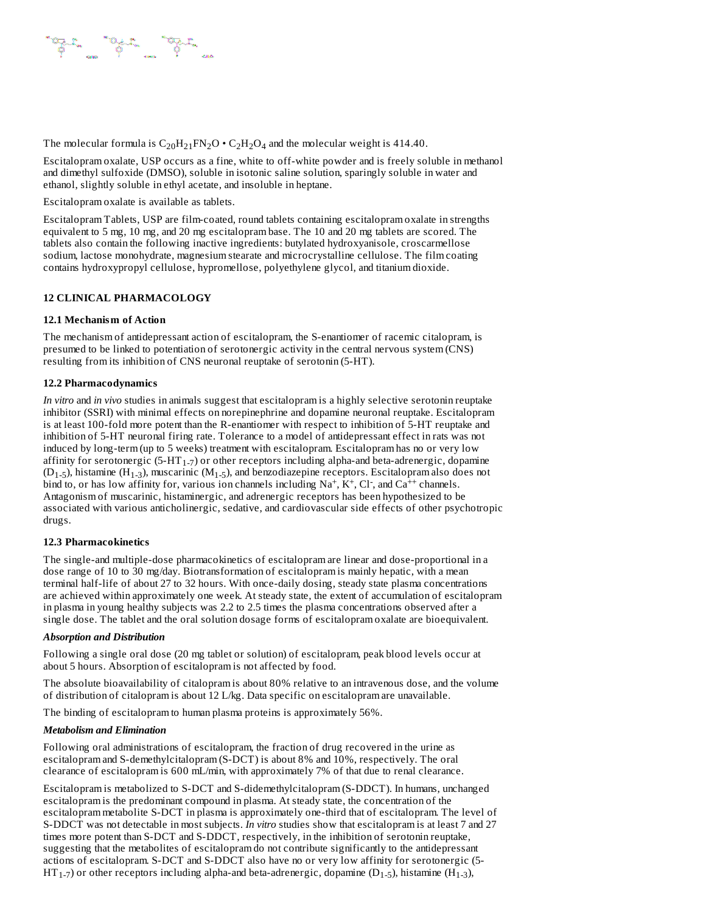The molecular formula is $C_{20}H_{21}FN_2O \cdot C_2H_2O_4$ and the molecular weight is 414.40.

Escitalopram oxalate, USP occurs as a fine, white to off-white powder and is freely soluble in methanol and dimethyl sulfoxide (DMSO), soluble in isotonic saline solution, sparingly soluble in water and ethanol, slightly soluble in ethyl acetate, and insoluble in heptane.

Escitalopram oxalate is available as tablets.

Escitalopram Tablets, USP are film-coated, round tablets containing escitalopram oxalate in strengths equivalent to 5 mg, 10 mg, and 20 mg escitalopram base. The 10 and 20 mg tablets are scored. The tablets also contain the following inactive ingredients: butylated hydroxyanisole, croscarmellose sodium, lactose monohydrate, magnesium stearate and microcrystalline cellulose. The film coating contains hydroxypropyl cellulose, hypromellose, polyethylene glycol, and titanium dioxide.

## 12 CLINICAL PHARMACOLOGY

### 12.1 Mechanism of Action

The mechanism of antidepressant action of escitalopram, the S-enantiomer of racemic citalopram, is presumed to be linked to potentiation of serotonergic activity in the central nervous system (CNS) resulting from its inhibition of CNS neuronal reuptake of serotonin (5-HT).

### 12.2 Pharmacodynamics

*In vitro* and *in vivo* studies in animals suggest that escitalopram is a highly selective serotonin reuptake inhibitor (SSRI) with minimal effects on norepinephrine and dopamine neuronal reuptake. Escitalopram is at least 100-fold more potent than the R-enantiomer with respect to inhibition of 5-HT reuptake and inhibition of 5-HT neuronal firing rate. Tolerance to a model of antidepressant effect in rats was not induced by long-term (up to 5 weeks) treatment with escitalopram. Escitalopram has no or very low affinity for serotonergic ($5\text{-}HT_{1\text{-}7}$) or other receptors including alpha-and beta-adrenergic, dopamine ($D_{1\text{-}5}$), histamine ($H_{1\text{-}3}$), muscarinic ($M_{1\text{-}5}$), and benzodiazepine receptors. Escitalopram also does not bind to, or has low affinity for, various ion channels including $Na^+$, $K^+$, $Cl^-$, and $Ca^{++}$ channels. Antagonism of muscarinic, histaminergic, and adrenergic receptors has been hypothesized to be associated with various anticholinergic, sedative, and cardiovascular side effects of other psychotropic drugs.

### 12.3 Pharmacokinetics

The single-and multiple-dose pharmacokinetics of escitalopram are linear and dose-proportional in a dose range of 10 to 30 mg/day. Biotransformation of escitalopram is mainly hepatic, with a mean terminal half-life of about 27 to 32 hours. With once-daily dosing, steady state plasma concentrations are achieved within approximately one week. At steady state, the extent of accumulation of escitalopram in plasma in young healthy subjects was 2.2 to 2.5 times the plasma concentrations observed after a single dose. The tablet and the oral solution dosage forms of escitalopram oxalate are bioequivalent.

#### *Absorption and Distribution*

Following a single oral dose (20 mg tablet or solution) of escitalopram, peak blood levels occur at about 5 hours. Absorption of escitalopram is not affected by food.

The absolute bioavailability of citalopram is about 80% relative to an intravenous dose, and the volume of distribution of citalopram is about 12 L/kg. Data specific on escitalopram are unavailable.

The binding of escitalopram to human plasma proteins is approximately 56%.

#### *Metabolism and Elimination*

Following oral administrations of escitalopram, the fraction of drug recovered in the urine as escitalopram and S-demethylcitalopram (S-DCT) is about 8% and 10%, respectively. The oral clearance of escitalopram is 600 mL/min, with approximately 7% of that due to renal clearance.

Escitalopram is metabolized to S-DCT and S-didemethylcitalopram (S-DDCT). In humans, unchanged escitalopram is the predominant compound in plasma. At steady state, the concentration of the escitalopram metabolite S-DCT in plasma is approximately one-third that of escitalopram. The level of S-DDCT was not detectable in most subjects. *In vitro* studies show that escitalopram is at least 7 and 27 times more potent than S-DCT and S-DDCT, respectively, in the inhibition of serotonin reuptake, suggesting that the metabolites of escitalopram do not contribute significantly to the antidepressant actions of escitalopram. S-DCT and S-DDCT also have no or very low affinity for serotonergic ($5\text{-}HT_{1\text{-}7}$) or other receptors including alpha-and beta-adrenergic, dopamine ($D_{1\text{-}5}$), histamine ($H_{1\text{-}3}$),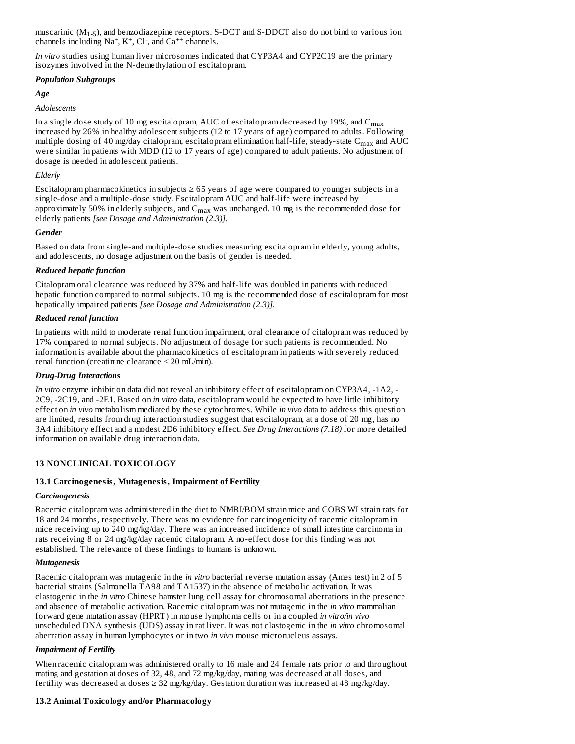muscarinic ($M_{1-5}$), and benzodiazepine receptors. S-DCT and S-DDCT also do not bind to various ion channels including $Na^+$, $K^+$, $Cl^-$, and $Ca^{++}$ channels.

*In vitro* studies using human liver microsomes indicated that CYP3A4 and CYP2C19 are the primary isozymes involved in the N-demethylation of escitalopram.

***Population Subgroups***

***Age***

*Adolescents*

In a single dose study of 10 mg escitalopram, AUC of escitalopram decreased by 19%, and $C_{max}$ increased by 26% in healthy adolescent subjects (12 to 17 years of age) compared to adults. Following multiple dosing of 40 mg/day citalopram, escitalopram elimination half-life, steady-state $C_{max}$ and AUC were similar in patients with MDD (12 to 17 years of age) compared to adult patients. No adjustment of dosage is needed in adolescent patients.

*Elderly*

Escitalopram pharmacokinetics in subjects ≥ 65 years of age were compared to younger subjects in a single-dose and a multiple-dose study. Escitalopram AUC and half-life were increased by approximately 50% in elderly subjects, and $C_{max}$ was unchanged. 10 mg is the recommended dose for elderly patients *[see Dosage and Administration (2.3)].*

***Gender***

Based on data from single-and multiple-dose studies measuring escitalopram in elderly, young adults, and adolescents, no dosage adjustment on the basis of gender is needed.

***Reduced hepatic function***

Citalopram oral clearance was reduced by 37% and half-life was doubled in patients with reduced hepatic function compared to normal subjects. 10 mg is the recommended dose of escitalopram for most hepatically impaired patients *[see Dosage and Administration (2.3)].*

***Reduced renal function***

In patients with mild to moderate renal function impairment, oral clearance of citalopram was reduced by 17% compared to normal subjects. No adjustment of dosage for such patients is recommended. No information is available about the pharmacokinetics of escitalopram in patients with severely reduced renal function (creatinine clearance < 20 mL/min).

***Drug-Drug Interactions***

*In vitro* enzyme inhibition data did not reveal an inhibitory effect of escitalopram on CYP3A4, -1A2, -2C9, -2C19, and -2E1. Based on *in vitro* data, escitalopram would be expected to have little inhibitory effect on *in vivo* metabolism mediated by these cytochromes. While *in vivo* data to address this question are limited, results from drug interaction studies suggest that escitalopram, at a dose of 20 mg, has no 3A4 inhibitory effect and a modest 2D6 inhibitory effect. *See Drug Interactions (7.18)* for more detailed information on available drug interaction data.

## 13 NONCLINICAL TOXICOLOGY

### 13.1 Carcinogenesis, Mutagenesis, Impairment of Fertility

***Carcinogenesis***

Racemic citalopram was administered in the diet to NMRI/BOM strain mice and COBS WI strain rats for 18 and 24 months, respectively. There was no evidence for carcinogenicity of racemic citalopram in mice receiving up to 240 mg/kg/day. There was an increased incidence of small intestine carcinoma in rats receiving 8 or 24 mg/kg/day racemic citalopram. A no-effect dose for this finding was not established. The relevance of these findings to humans is unknown.

***Mutagenesis***

Racemic citalopram was mutagenic in the *in vitro* bacterial reverse mutation assay (Ames test) in 2 of 5 bacterial strains (Salmonella TA98 and TA1537) in the absence of metabolic activation. It was clastogenic in the *in vitro* Chinese hamster lung cell assay for chromosomal aberrations in the presence and absence of metabolic activation. Racemic citalopram was not mutagenic in the *in vitro* mammalian forward gene mutation assay (HPRT) in mouse lymphoma cells or in a coupled *in vitro/in vivo* unscheduled DNA synthesis (UDS) assay in rat liver. It was not clastogenic in the *in vitro* chromosomal aberration assay in human lymphocytes or in two *in vivo* mouse micronucleus assays.

***Impairment of Fertility***

When racemic citalopram was administered orally to 16 male and 24 female rats prior to and throughout mating and gestation at doses of 32, 48, and 72 mg/kg/day, mating was decreased at all doses, and fertility was decreased at doses ≥ 32 mg/kg/day. Gestation duration was increased at 48 mg/kg/day.

### 13.2 Animal Toxicology and/or Pharmacology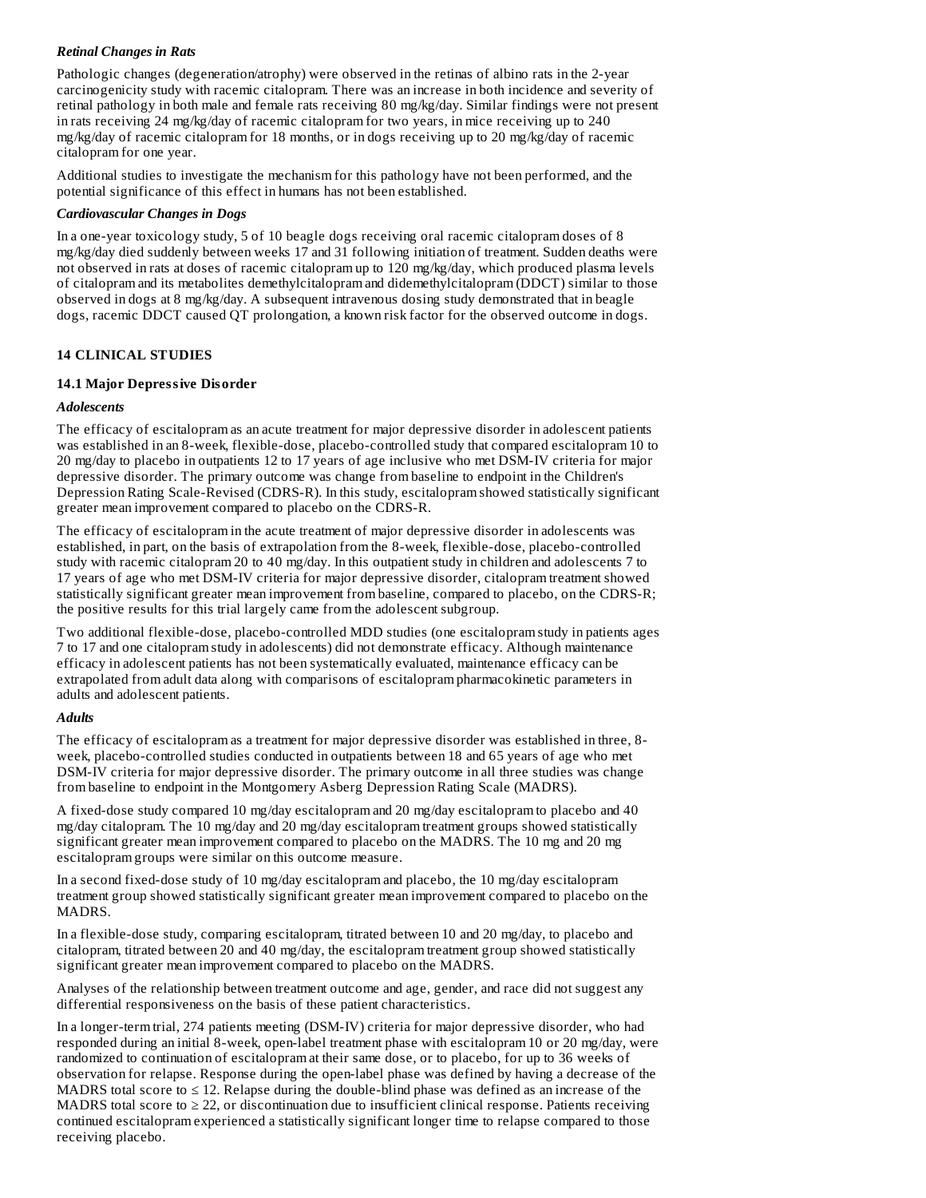#### *Retinal Changes in Rats*

Pathologic changes (degeneration/atrophy) were observed in the retinas of albino rats in the 2-year carcinogenicity study with racemic citalopram. There was an increase in both incidence and severity of retinal pathology in both male and female rats receiving 80 mg/kg/day. Similar findings were not present in rats receiving 24 mg/kg/day of racemic citalopram for two years, in mice receiving up to 240 mg/kg/day of racemic citalopram for 18 months, or in dogs receiving up to 20 mg/kg/day of racemic citalopram for one year.

Additional studies to investigate the mechanism for this pathology have not been performed, and the potential significance of this effect in humans has not been established.

#### *Cardiovascular Changes in Dogs*

In a one-year toxicology study, 5 of 10 beagle dogs receiving oral racemic citalopram doses of 8 mg/kg/day died suddenly between weeks 17 and 31 following initiation of treatment. Sudden deaths were not observed in rats at doses of racemic citalopram up to 120 mg/kg/day, which produced plasma levels of citalopram and its metabolites demethylcitalopram and didemethylcitalopram (DDCT) similar to those observed in dogs at 8 mg/kg/day. A subsequent intravenous dosing study demonstrated that in beagle dogs, racemic DDCT caused QT prolongation, a known risk factor for the observed outcome in dogs.

## 14 CLINICAL STUDIES

### 14.1 Major Depressive Disorder

#### *Adolescents*

The efficacy of escitalopram as an acute treatment for major depressive disorder in adolescent patients was established in an 8-week, flexible-dose, placebo-controlled study that compared escitalopram 10 to 20 mg/day to placebo in outpatients 12 to 17 years of age inclusive who met DSM-IV criteria for major depressive disorder. The primary outcome was change from baseline to endpoint in the Children's Depression Rating Scale-Revised (CDRS-R). In this study, escitalopram showed statistically significant greater mean improvement compared to placebo on the CDRS-R.

The efficacy of escitalopram in the acute treatment of major depressive disorder in adolescents was established, in part, on the basis of extrapolation from the 8-week, flexible-dose, placebo-controlled study with racemic citalopram 20 to 40 mg/day. In this outpatient study in children and adolescents 7 to 17 years of age who met DSM-IV criteria for major depressive disorder, citalopram treatment showed statistically significant greater mean improvement from baseline, compared to placebo, on the CDRS-R; the positive results for this trial largely came from the adolescent subgroup.

Two additional flexible-dose, placebo-controlled MDD studies (one escitalopram study in patients ages 7 to 17 and one citalopram study in adolescents) did not demonstrate efficacy. Although maintenance efficacy in adolescent patients has not been systematically evaluated, maintenance efficacy can be extrapolated from adult data along with comparisons of escitalopram pharmacokinetic parameters in adults and adolescent patients.

#### *Adults*

The efficacy of escitalopram as a treatment for major depressive disorder was established in three, 8-week, placebo-controlled studies conducted in outpatients between 18 and 65 years of age who met DSM-IV criteria for major depressive disorder. The primary outcome in all three studies was change from baseline to endpoint in the Montgomery Asberg Depression Rating Scale (MADRS).

A fixed-dose study compared 10 mg/day escitalopram and 20 mg/day escitalopram to placebo and 40 mg/day citalopram. The 10 mg/day and 20 mg/day escitalopram treatment groups showed statistically significant greater mean improvement compared to placebo on the MADRS. The 10 mg and 20 mg escitalopram groups were similar on this outcome measure.

In a second fixed-dose study of 10 mg/day escitalopram and placebo, the 10 mg/day escitalopram treatment group showed statistically significant greater mean improvement compared to placebo on the MADRS.

In a flexible-dose study, comparing escitalopram, titrated between 10 and 20 mg/day, to placebo and citalopram, titrated between 20 and 40 mg/day, the escitalopram treatment group showed statistically significant greater mean improvement compared to placebo on the MADRS.

Analyses of the relationship between treatment outcome and age, gender, and race did not suggest any differential responsiveness on the basis of these patient characteristics.

In a longer-term trial, 274 patients meeting (DSM-IV) criteria for major depressive disorder, who had responded during an initial 8-week, open-label treatment phase with escitalopram 10 or 20 mg/day, were randomized to continuation of escitalopram at their same dose, or to placebo, for up to 36 weeks of observation for relapse. Response during the open-label phase was defined by having a decrease of the MADRS total score to $\leq 12$. Relapse during the double-blind phase was defined as an increase of the MADRS total score to $\geq 22$, or discontinuation due to insufficient clinical response. Patients receiving continued escitalopram experienced a statistically significant longer time to relapse compared to those receiving placebo.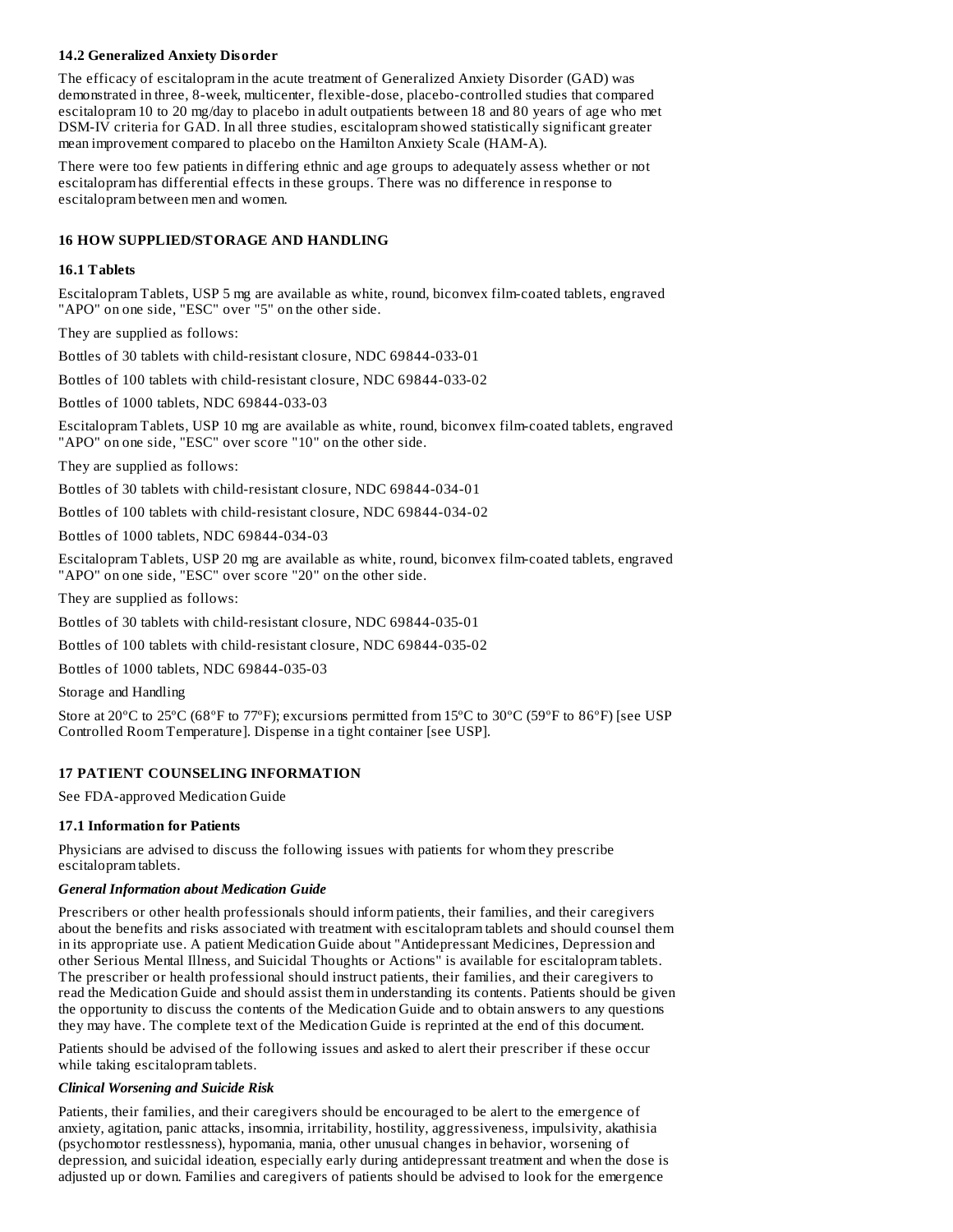### 14.2 Generalized Anxiety Disorder

The efficacy of escitalopram in the acute treatment of Generalized Anxiety Disorder (GAD) was demonstrated in three, 8-week, multicenter, flexible-dose, placebo-controlled studies that compared escitalopram 10 to 20 mg/day to placebo in adult outpatients between 18 and 80 years of age who met DSM-IV criteria for GAD. In all three studies, escitalopram showed statistically significant greater mean improvement compared to placebo on the Hamilton Anxiety Scale (HAM-A).

There were too few patients in differing ethnic and age groups to adequately assess whether or not escitalopram has differential effects in these groups. There was no difference in response to escitalopram between men and women.

## 16 HOW SUPPLIED/STORAGE AND HANDLING

### 16.1 Tablets

Escitalopram Tablets, USP 5 mg are available as white, round, biconvex film-coated tablets, engraved "APO" on one side, "ESC" over "5" on the other side.

They are supplied as follows:

Bottles of 30 tablets with child-resistant closure, NDC 69844-033-01

Bottles of 100 tablets with child-resistant closure, NDC 69844-033-02

Bottles of 1000 tablets, NDC 69844-033-03

Escitalopram Tablets, USP 10 mg are available as white, round, biconvex film-coated tablets, engraved "APO" on one side, "ESC" over score "10" on the other side.

They are supplied as follows:

Bottles of 30 tablets with child-resistant closure, NDC 69844-034-01

Bottles of 100 tablets with child-resistant closure, NDC 69844-034-02

Bottles of 1000 tablets, NDC 69844-034-03

Escitalopram Tablets, USP 20 mg are available as white, round, biconvex film-coated tablets, engraved "APO" on one side, "ESC" over score "20" on the other side.

They are supplied as follows:

Bottles of 30 tablets with child-resistant closure, NDC 69844-035-01

Bottles of 100 tablets with child-resistant closure, NDC 69844-035-02

Bottles of 1000 tablets, NDC 69844-035-03

Storage and Handling

Store at 20°C to 25°C (68°F to 77°F); excursions permitted from 15°C to 30°C (59°F to 86°F) [see USP Controlled Room Temperature]. Dispense in a tight container [see USP].

## 17 PATIENT COUNSELING INFORMATION

See FDA-approved Medication Guide

### 17.1 Information for Patients

Physicians are advised to discuss the following issues with patients for whom they prescribe escitalopram tablets.

***General Information about Medication Guide***

Prescribers or other health professionals should inform patients, their families, and their caregivers about the benefits and risks associated with treatment with escitalopram tablets and should counsel them in its appropriate use. A patient Medication Guide about "Antidepressant Medicines, Depression and other Serious Mental Illness, and Suicidal Thoughts or Actions" is available for escitalopram tablets. The prescriber or health professional should instruct patients, their families, and their caregivers to read the Medication Guide and should assist them in understanding its contents. Patients should be given the opportunity to discuss the contents of the Medication Guide and to obtain answers to any questions they may have. The complete text of the Medication Guide is reprinted at the end of this document.

Patients should be advised of the following issues and asked to alert their prescriber if these occur while taking escitalopram tablets.

***Clinical Worsening and Suicide Risk***

Patients, their families, and their caregivers should be encouraged to be alert to the emergence of anxiety, agitation, panic attacks, insomnia, irritability, hostility, aggressiveness, impulsivity, akathisia (psychomotor restlessness), hypomania, mania, other unusual changes in behavior, worsening of depression, and suicidal ideation, especially early during antidepressant treatment and when the dose is adjusted up or down. Families and caregivers of patients should be advised to look for the emergence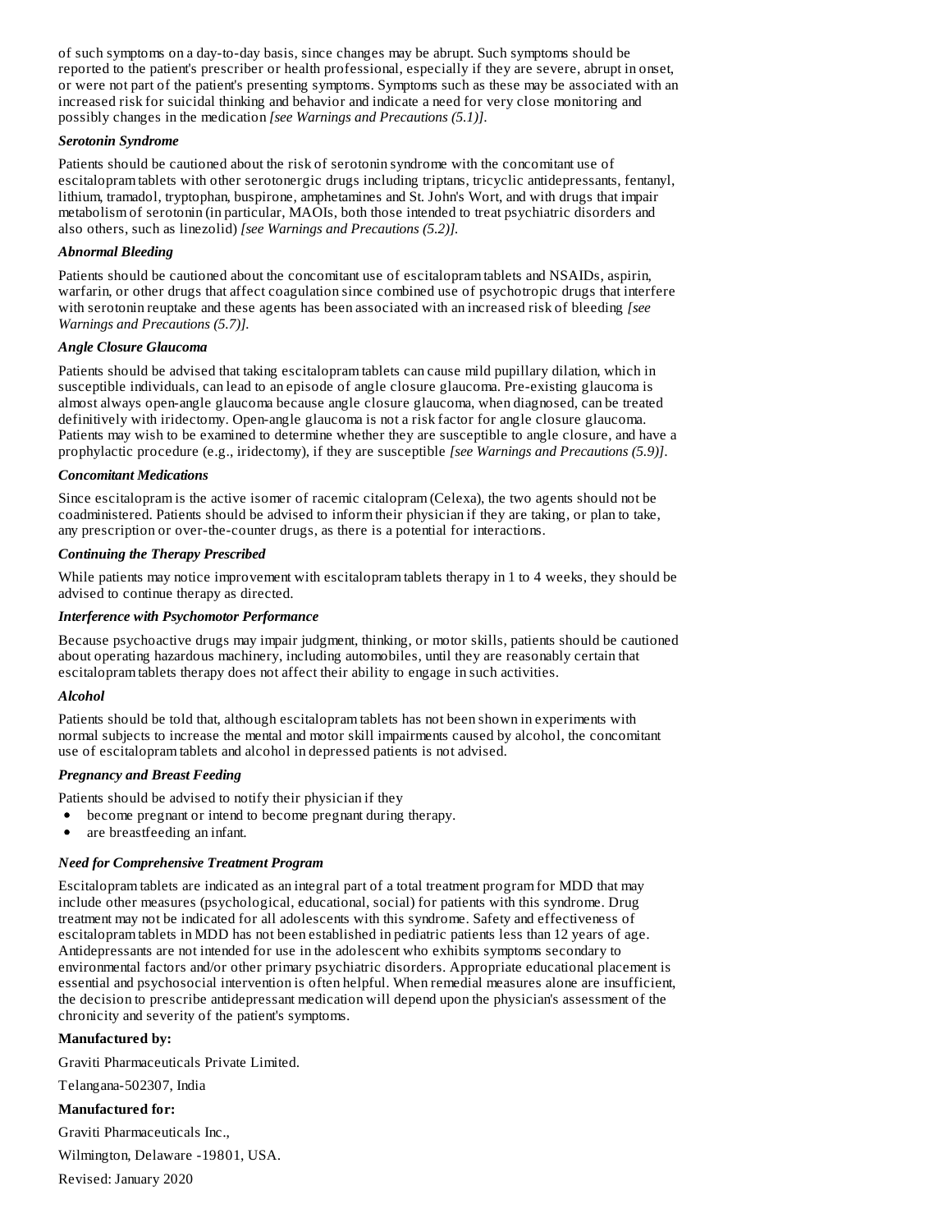of such symptoms on a day-to-day basis, since changes may be abrupt. Such symptoms should be reported to the patient's prescriber or health professional, especially if they are severe, abrupt in onset, or were not part of the patient's presenting symptoms. Symptoms such as these may be associated with an increased risk for suicidal thinking and behavior and indicate a need for very close monitoring and possibly changes in the medication *[see Warnings and Precautions (5.1)]*.

***Serotonin Syndrome***

Patients should be cautioned about the risk of serotonin syndrome with the concomitant use of escitalopram tablets with other serotonergic drugs including triptans, tricyclic antidepressants, fentanyl, lithium, tramadol, tryptophan, buspirone, amphetamines and St. John's Wort, and with drugs that impair metabolism of serotonin (in particular, MAOIs, both those intended to treat psychiatric disorders and also others, such as linezolid) *[see Warnings and Precautions (5.2)].*

***Abnormal Bleeding***

Patients should be cautioned about the concomitant use of escitalopram tablets and NSAIDs, aspirin, warfarin, or other drugs that affect coagulation since combined use of psychotropic drugs that interfere with serotonin reuptake and these agents has been associated with an increased risk of bleeding *[see Warnings and Precautions (5.7)].*

***Angle Closure Glaucoma***

Patients should be advised that taking escitalopram tablets can cause mild pupillary dilation, which in susceptible individuals, can lead to an episode of angle closure glaucoma. Pre-existing glaucoma is almost always open-angle glaucoma because angle closure glaucoma, when diagnosed, can be treated definitively with iridectomy. Open-angle glaucoma is not a risk factor for angle closure glaucoma. Patients may wish to be examined to determine whether they are susceptible to angle closure, and have a prophylactic procedure (e.g., iridectomy), if they are susceptible *[see Warnings and Precautions (5.9)]*.

***Concomitant Medications***

Since escitalopram is the active isomer of racemic citalopram (Celexa), the two agents should not be coadministered. Patients should be advised to inform their physician if they are taking, or plan to take, any prescription or over-the-counter drugs, as there is a potential for interactions.

***Continuing the Therapy Prescribed***

While patients may notice improvement with escitalopram tablets therapy in 1 to 4 weeks, they should be advised to continue therapy as directed.

***Interference with Psychomotor Performance***

Because psychoactive drugs may impair judgment, thinking, or motor skills, patients should be cautioned about operating hazardous machinery, including automobiles, until they are reasonably certain that escitalopram tablets therapy does not affect their ability to engage in such activities.

***Alcohol***

Patients should be told that, although escitalopram tablets has not been shown in experiments with normal subjects to increase the mental and motor skill impairments caused by alcohol, the concomitant use of escitalopram tablets and alcohol in depressed patients is not advised.

***Pregnancy and Breast Feeding***

Patients should be advised to notify their physician if they

- become pregnant or intend to become pregnant during therapy.
- are breastfeeding an infant.

***Need for Comprehensive Treatment Program***

Escitalopram tablets are indicated as an integral part of a total treatment program for MDD that may include other measures (psychological, educational, social) for patients with this syndrome. Drug treatment may not be indicated for all adolescents with this syndrome. Safety and effectiveness of escitalopram tablets in MDD has not been established in pediatric patients less than 12 years of age. Antidepressants are not intended for use in the adolescent who exhibits symptoms secondary to environmental factors and/or other primary psychiatric disorders. Appropriate educational placement is essential and psychosocial intervention is often helpful. When remedial measures alone are insufficient, the decision to prescribe antidepressant medication will depend upon the physician's assessment of the chronicity and severity of the patient's symptoms.

**Manufactured by:**

Graviti Pharmaceuticals Private Limited.

Telangana-502307, India

**Manufactured for:**

Graviti Pharmaceuticals Inc.,

Wilmington, Delaware -19801, USA.

Revised: January 2020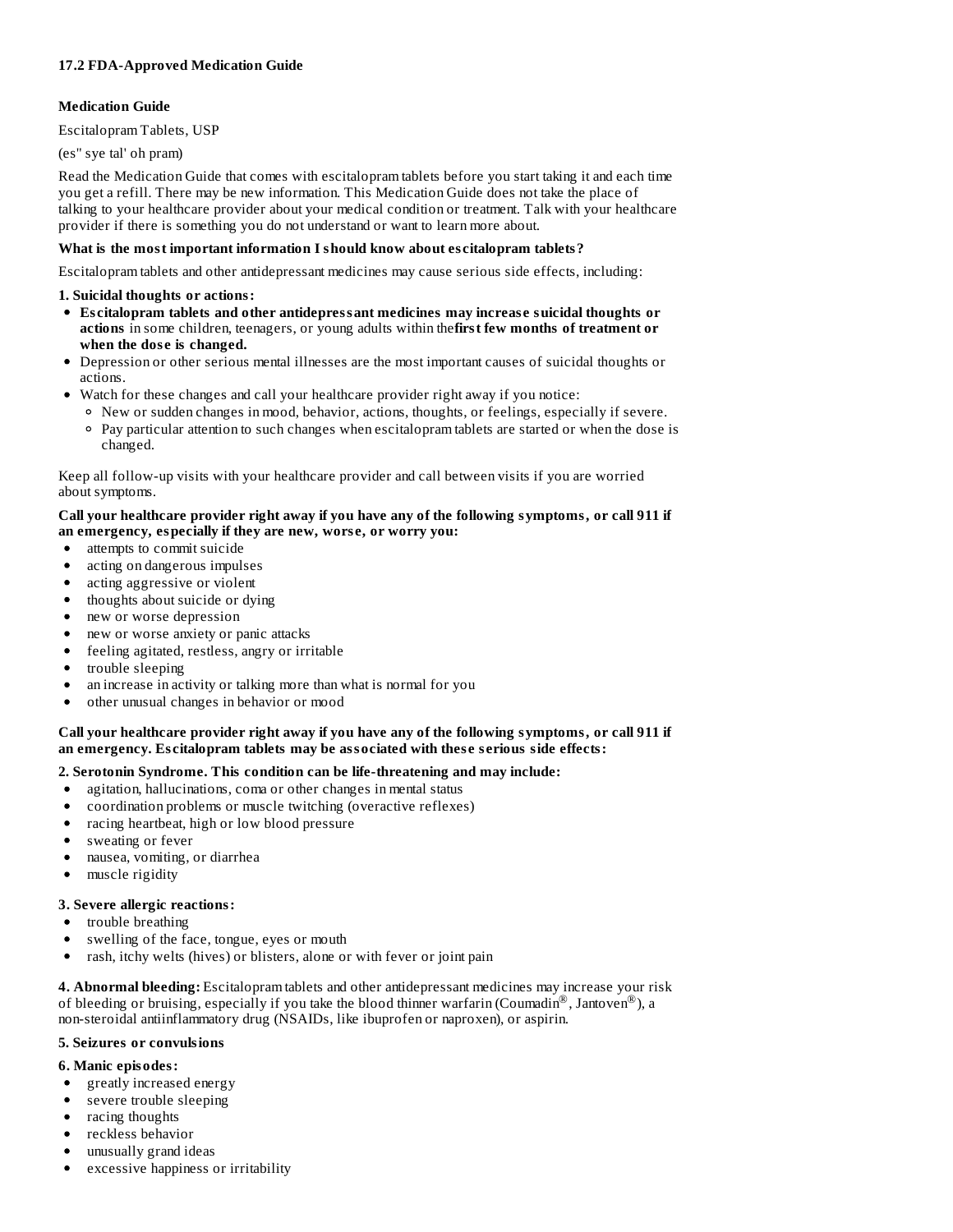### 17.2 FDA-Approved Medication Guide

**Medication Guide**

Escitalopram Tablets, USP

(es" sye tal' oh pram)

Read the Medication Guide that comes with escitalopram tablets before you start taking it and each time you get a refill. There may be new information. This Medication Guide does not take the place of talking to your healthcare provider about your medical condition or treatment. Talk with your healthcare provider if there is something you do not understand or want to learn more about.

**What is the most important information I should know about escitalopram tablets?**

Escitalopram tablets and other antidepressant medicines may cause serious side effects, including:

**1. Suicidal thoughts or actions:**

- **Escitalopram tablets and other antidepressant medicines may increase suicidal thoughts or actions** in some children, teenagers, or young adults within the **first few months of treatment or when the dose is changed.**
- Depression or other serious mental illnesses are the most important causes of suicidal thoughts or actions.
- Watch for these changes and call your healthcare provider right away if you notice:
  - New or sudden changes in mood, behavior, actions, thoughts, or feelings, especially if severe.
  - Pay particular attention to such changes when escitalopram tablets are started or when the dose is changed.

Keep all follow-up visits with your healthcare provider and call between visits if you are worried about symptoms.

**Call your healthcare provider right away if you have any of the following symptoms, or call 911 if an emergency, especially if they are new, worse, or worry you:**

- attempts to commit suicide
- acting on dangerous impulses
- acting aggressive or violent
- thoughts about suicide or dying
- new or worse depression
- new or worse anxiety or panic attacks
- feeling agitated, restless, angry or irritable
- trouble sleeping
- an increase in activity or talking more than what is normal for you
- other unusual changes in behavior or mood

**Call your healthcare provider right away if you have any of the following symptoms, or call 911 if an emergency. Escitalopram tablets may be associated with these serious side effects:**

**2. Serotonin Syndrome. This condition can be life-threatening and may include:**

- agitation, hallucinations, coma or other changes in mental status
- coordination problems or muscle twitching (overactive reflexes)
- racing heartbeat, high or low blood pressure
- sweating or fever
- nausea, vomiting, or diarrhea
- muscle rigidity

**3. Severe allergic reactions:**

- trouble breathing
- swelling of the face, tongue, eyes or mouth
- rash, itchy welts (hives) or blisters, alone or with fever or joint pain

**4. Abnormal bleeding:** Escitalopram tablets and other antidepressant medicines may increase your risk of bleeding or bruising, especially if you take the blood thinner warfarin (Coumadin®, Jantoven®), a non-steroidal antiinflammatory drug (NSAIDs, like ibuprofen or naproxen), or aspirin.

**5. Seizures or convulsions**

**6. Manic episodes:**

- greatly increased energy
- severe trouble sleeping
- racing thoughts
- reckless behavior
- unusually grand ideas
- excessive happiness or irritability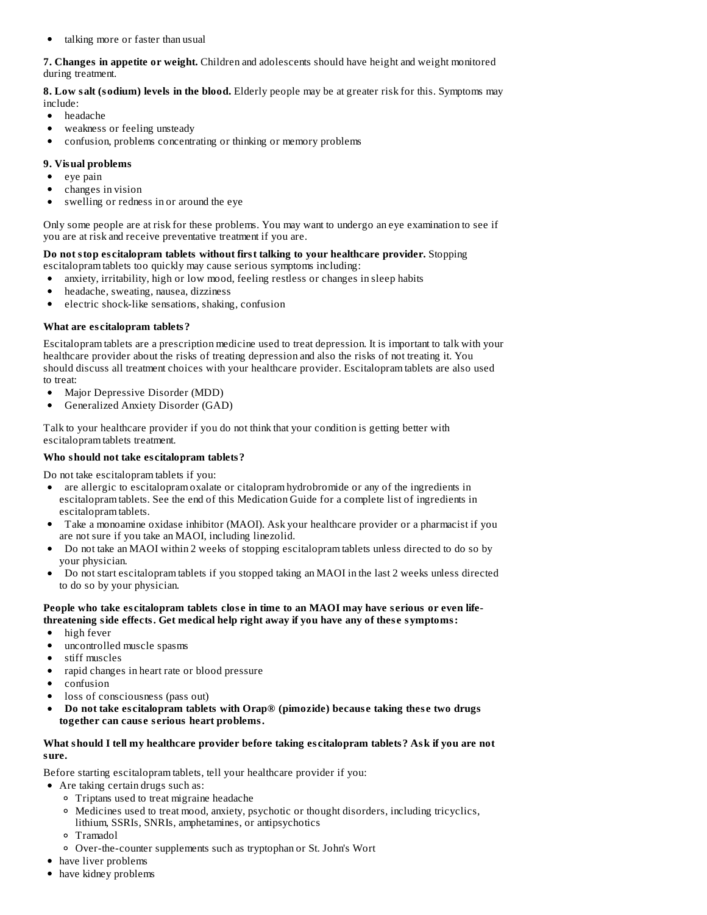- talking more or faster than usual

**7. Changes in appetite or weight.** Children and adolescents should have height and weight monitored during treatment.

**8. Low salt (sodium) levels in the blood.** Elderly people may be at greater risk for this. Symptoms may include:

- headache
- weakness or feeling unsteady
- confusion, problems concentrating or thinking or memory problems

**9. Visual problems**

- eye pain
- changes in vision
- swelling or redness in or around the eye

Only some people are at risk for these problems. You may want to undergo an eye examination to see if you are at risk and receive preventative treatment if you are.

**Do not stop escitalopram tablets without first talking to your healthcare provider.** Stopping escitalopram tablets too quickly may cause serious symptoms including:

- anxiety, irritability, high or low mood, feeling restless or changes in sleep habits
- headache, sweating, nausea, dizziness
- electric shock-like sensations, shaking, confusion

**What are escitalopram tablets?**

Escitalopram tablets are a prescription medicine used to treat depression. It is important to talk with your healthcare provider about the risks of treating depression and also the risks of not treating it. You should discuss all treatment choices with your healthcare provider. Escitalopram tablets are also used to treat:

- Major Depressive Disorder (MDD)
- Generalized Anxiety Disorder (GAD)

Talk to your healthcare provider if you do not think that your condition is getting better with escitalopram tablets treatment.

**Who should not take escitalopram tablets?**

Do not take escitalopram tablets if you:

- are allergic to escitalopram oxalate or citalopram hydrobromide or any of the ingredients in escitalopram tablets. See the end of this Medication Guide for a complete list of ingredients in escitalopram tablets.
- Take a monoamine oxidase inhibitor (MAOI). Ask your healthcare provider or a pharmacist if you are not sure if you take an MAOI, including linezolid.
- Do not take an MAOI within 2 weeks of stopping escitalopram tablets unless directed to do so by your physician.
- Do not start escitalopram tablets if you stopped taking an MAOI in the last 2 weeks unless directed to do so by your physician.

**People who take escitalopram tablets close in time to an MAOI may have serious or even life-threatening side effects. Get medical help right away if you have any of these symptoms:**

- high fever
- uncontrolled muscle spasms
- stiff muscles
- rapid changes in heart rate or blood pressure
- confusion
- loss of consciousness (pass out)
- **Do not take escitalopram tablets with Orap® (pimozide) because taking these two drugs together can cause serious heart problems.**

**What should I tell my healthcare provider before taking escitalopram tablets? Ask if you are not sure.**

Before starting escitalopram tablets, tell your healthcare provider if you:

- Are taking certain drugs such as:
  - Triptans used to treat migraine headache
  - Medicines used to treat mood, anxiety, psychotic or thought disorders, including tricyclics, lithium, SSRIs, SNRIs, amphetamines, or antipsychotics
  - Tramadol
  - Over-the-counter supplements such as tryptophan or St. John's Wort
- have liver problems
- have kidney problems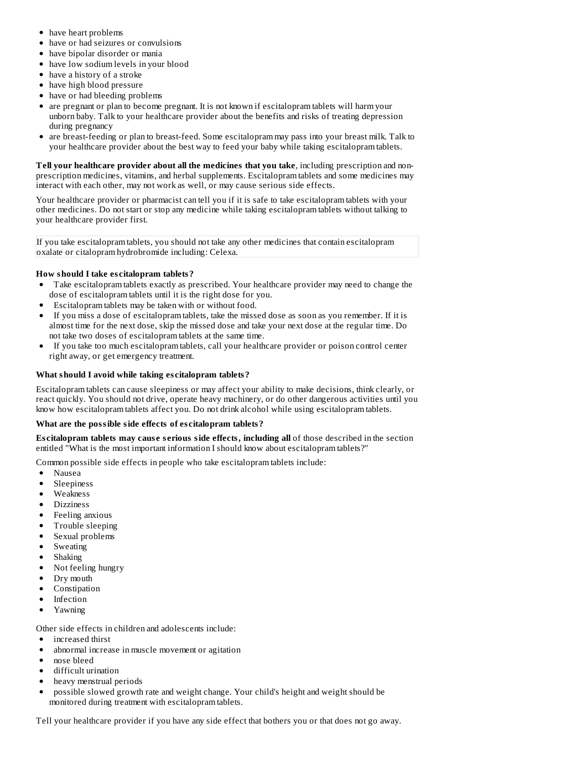- have heart problems
- have or had seizures or convulsions
- have bipolar disorder or mania
- have low sodium levels in your blood
- have a history of a stroke
- have high blood pressure
- have or had bleeding problems
- are pregnant or plan to become pregnant. It is not known if escitalopram tablets will harm your unborn baby. Talk to your healthcare provider about the benefits and risks of treating depression during pregnancy
- are breast-feeding or plan to breast-feed. Some escitalopram may pass into your breast milk. Talk to your healthcare provider about the best way to feed your baby while taking escitalopram tablets.

**Tell your healthcare provider about all the medicines that you take**, including prescription and non-prescription medicines, vitamins, and herbal supplements. Escitalopram tablets and some medicines may interact with each other, may not work as well, or may cause serious side effects.

Your healthcare provider or pharmacist can tell you if it is safe to take escitalopram tablets with your other medicines. Do not start or stop any medicine while taking escitalopram tablets without talking to your healthcare provider first.

If you take escitalopram tablets, you should not take any other medicines that contain escitalopram oxalate or citalopram hydrobromide including: Celexa.

**How should I take escitalopram tablets?**

- Take escitalopram tablets exactly as prescribed. Your healthcare provider may need to change the dose of escitalopram tablets until it is the right dose for you.
- Escitalopram tablets may be taken with or without food.
- If you miss a dose of escitalopram tablets, take the missed dose as soon as you remember. If it is almost time for the next dose, skip the missed dose and take your next dose at the regular time. Do not take two doses of escitalopram tablets at the same time.
- If you take too much escitalopram tablets, call your healthcare provider or poison control center right away, or get emergency treatment.

**What should I avoid while taking escitalopram tablets?**

Escitalopram tablets can cause sleepiness or may affect your ability to make decisions, think clearly, or react quickly. You should not drive, operate heavy machinery, or do other dangerous activities until you know how escitalopram tablets affect you. Do not drink alcohol while using escitalopram tablets.

**What are the possible side effects of escitalopram tablets?**

**Escitalopram tablets may cause serious side effects, including all** of those described in the section entitled "What is the most important information I should know about escitalopram tablets?"

Common possible side effects in people who take escitalopram tablets include:

- Nausea
- Sleepiness
- Weakness
- Dizziness
- Feeling anxious
- Trouble sleeping
- Sexual problems
- Sweating
- Shaking
- Not feeling hungry
- Dry mouth
- Constipation
- Infection
- Yawning

Other side effects in children and adolescents include:

- increased thirst
- abnormal increase in muscle movement or agitation
- nose bleed
- difficult urination
- heavy menstrual periods
- possible slowed growth rate and weight change. Your child's height and weight should be monitored during treatment with escitalopram tablets.

Tell your healthcare provider if you have any side effect that bothers you or that does not go away.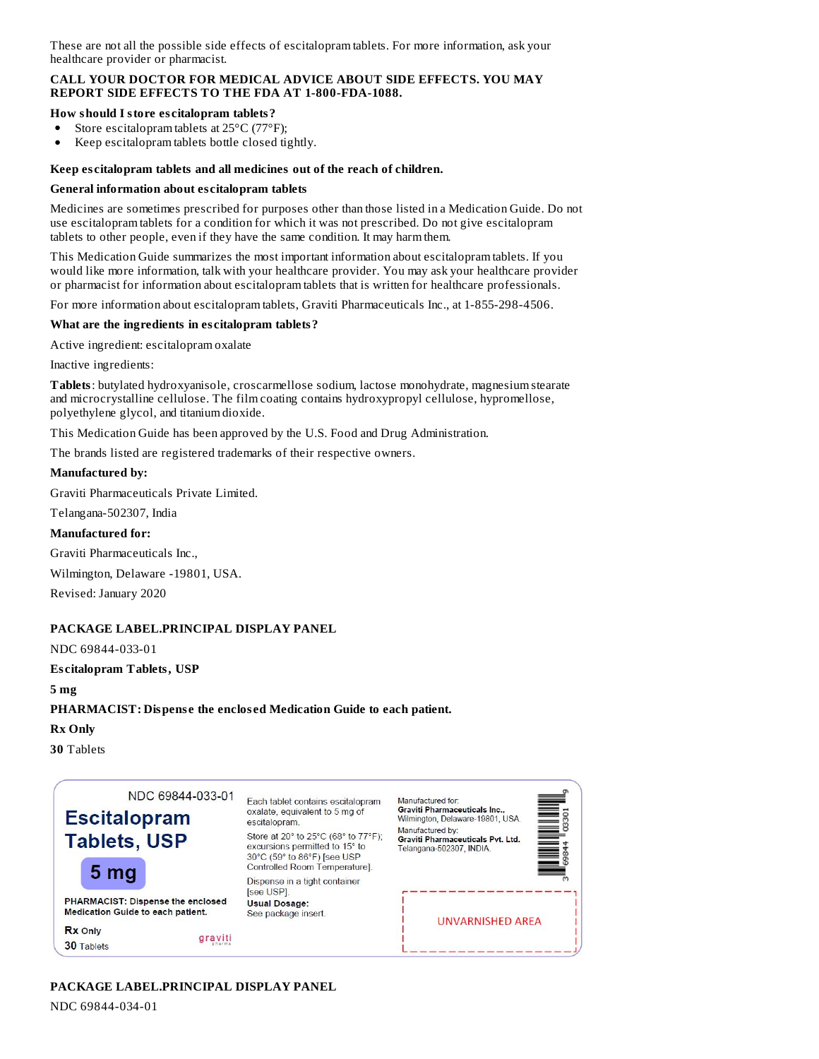These are not all the possible side effects of escitalopram tablets. For more information, ask your healthcare provider or pharmacist.

**CALL YOUR DOCTOR FOR MEDICAL ADVICE ABOUT SIDE EFFECTS. YOU MAY REPORT SIDE EFFECTS TO THE FDA AT 1-800-FDA-1088.**

**How should I store escitalopram tablets?**

- Store escitalopram tablets at 25°C (77°F);
- Keep escitalopram tablets bottle closed tightly.

**Keep escitalopram tablets and all medicines out of the reach of children.**

**General information about escitalopram tablets**

Medicines are sometimes prescribed for purposes other than those listed in a Medication Guide. Do not use escitalopram tablets for a condition for which it was not prescribed. Do not give escitalopram tablets to other people, even if they have the same condition. It may harm them.

This Medication Guide summarizes the most important information about escitalopram tablets. If you would like more information, talk with your healthcare provider. You may ask your healthcare provider or pharmacist for information about escitalopram tablets that is written for healthcare professionals.

For more information about escitalopram tablets, Graviti Pharmaceuticals Inc., at 1-855-298-4506.

**What are the ingredients in escitalopram tablets?**

Active ingredient: escitalopram oxalate

Inactive ingredients:

**Tablets**: butylated hydroxyanisole, croscarmellose sodium, lactose monohydrate, magnesium stearate and microcrystalline cellulose. The film coating contains hydroxypropyl cellulose, hypromellose, polyethylene glycol, and titanium dioxide.

This Medication Guide has been approved by the U.S. Food and Drug Administration.

The brands listed are registered trademarks of their respective owners.

**Manufactured by:**

Graviti Pharmaceuticals Private Limited.

Telangana-502307, India

**Manufactured for:**

Graviti Pharmaceuticals Inc.,

Wilmington, Delaware -19801, USA.

Revised: January 2020

**PACKAGE LABEL.PRINCIPAL DISPLAY PANEL**

NDC 69844-033-01

**Escitalopram Tablets, USP**

**5 mg**

**PHARMACIST: Dispense the enclosed Medication Guide to each patient.**

**Rx Only**

**30** Tablets

NDC 69844-033-01

**Escitalopram Tablets, USP**

**5 mg**

**PHARMACIST: Dispense the enclosed Medication Guide to each patient.**

**Rx** Only

**30** Tablets

graviti pharma

Each tablet contains escitalopram oxalate, equivalent to 5 mg of escitalopram.

Store at 20° to 25°C (68° to 77°F); excursions permitted to 15° to 30°C (59° to 86°F) [see USP Controlled Room Temperature].

Dispense in a tight container [see USP].

**Usual Dosage:**
See package insert.

Manufactured for:
**Graviti Pharmaceuticals Inc.,**
Wilmington, Delaware-19801, USA.

Manufactured by:
**Graviti Pharmaceuticals Pvt. Ltd.**
Telangana-502307, INDIA.

3 69844 03301 9

UNVARNISHED AREA

**PACKAGE LABEL.PRINCIPAL DISPLAY PANEL**

NDC 69844-034-01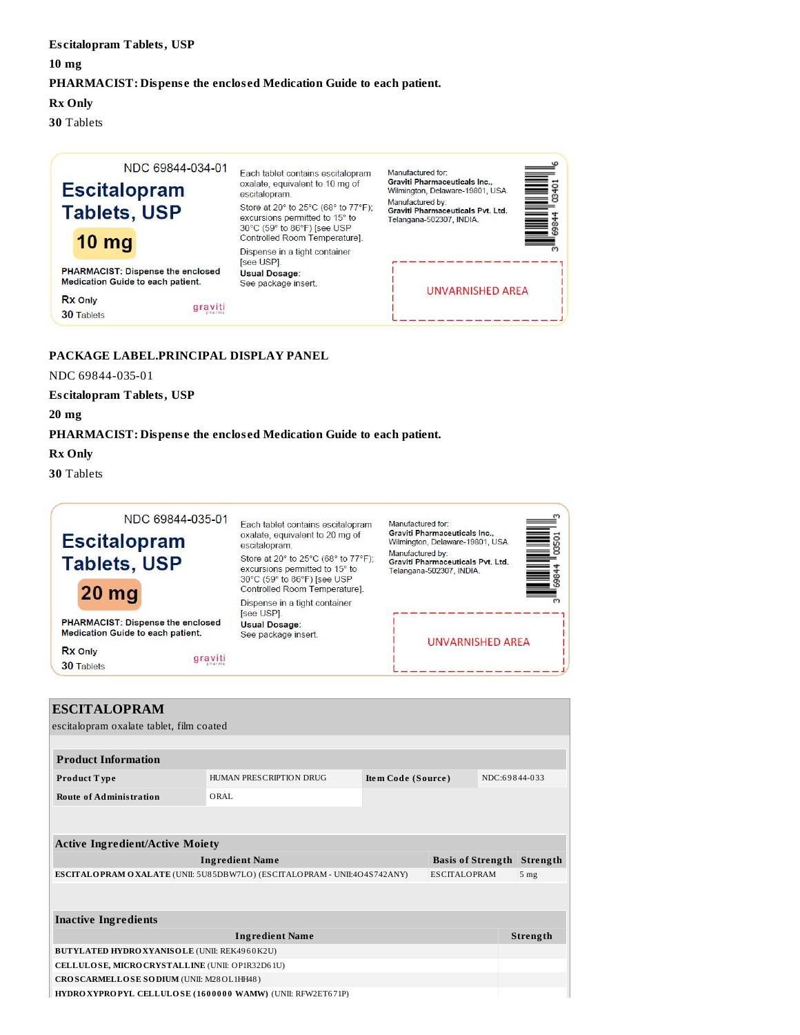**Escitalopram Tablets, USP**

**10 mg**

**PHARMACIST: Dispense the enclosed Medication Guide to each patient.**

**Rx Only**

**30** Tablets

NDC 69844-034-01

**Escitalopram Tablets, USP**

**10 mg**

PHARMACIST: Dispense the enclosed Medication Guide to each patient.

**Rx** Only

**30** Tablets

graviti

Each tablet contains escitalopram oxalate, equivalent to 10 mg of escitalopram.

Store at 20° to 25°C (68° to 77°F); excursions permitted to 15° to 30°C (59° to 86°F) [see USP Controlled Room Temperature].

Dispense in a tight container [see USP].

**Usual Dosage:**
See package insert.

Manufactured for:
**Graviti Pharmaceuticals Inc.,**
Wilmington, Delaware-19801, USA.

Manufactured by:
**Graviti Pharmaceuticals Pvt. Ltd.**
Telangana-502307, INDIA.

3 69844 03401 6

UNVARNISHED AREA

**PACKAGE LABEL.PRINCIPAL DISPLAY PANEL**

NDC 69844-035-01

**Escitalopram Tablets, USP**

**20 mg**

**PHARMACIST: Dispense the enclosed Medication Guide to each patient.**

**Rx Only**

**30** Tablets

NDC 69844-035-01

**Escitalopram Tablets, USP**

**20 mg**

PHARMACIST: Dispense the enclosed Medication Guide to each patient.

**Rx** Only

**30** Tablets

graviti

Each tablet contains escitalopram oxalate, equivalent to 20 mg of escitalopram.

Store at 20° to 25°C (68° to 77°F); excursions permitted to 15° to 30°C (59° to 86°F) [see USP Controlled Room Temperature].

Dispense in a tight container [see USP].

**Usual Dosage:**
See package insert.

Manufactured for:
**Graviti Pharmaceuticals Inc.,**
Wilmington, Delaware-19801, USA.

Manufactured by:
**Graviti Pharmaceuticals Pvt. Ltd.**
Telangana-502307, INDIA.

3 69844 03501 3

UNVARNISHED AREA

## ESCITALOPRAM

escitalopram oxalate tablet, film coated

| **Product Information** | | | |
|---|---|---|---|
| **Product Type** | HUMAN PRESCRIPTION DRUG | **Item Code (Source)** | NDC:69844-033 |
| **Route of Administration** | ORAL | | |

| **Active Ingredient/Active Moiety** | | |
|---|---|---|
| **Ingredient Name** | **Basis of Strength** | **Strength** |
| **ESCITALOPRAM OXALATE** (UNII: 5U85DBW7LO) (ESCITALOPRAM - UNII:4O4S742ANY) | ESCITALOPRAM | 5 mg |

| **Inactive Ingredients** | |
|---|---|
| **Ingredient Name** | **Strength** |
| **BUTYLATED HYDROXYANISOLE** (UNII: REK4960K2U) | |
| **CELLULOSE, MICROCRYSTALLINE** (UNII: OP1R32D61U) | |
| **CROSCARMELLOSE SODIUM** (UNII: M28OL1HH48) | |
| **HYDROXYPROPYL CELLULOSE (1600000 WAMW)** (UNII: RFW2ET671P) | |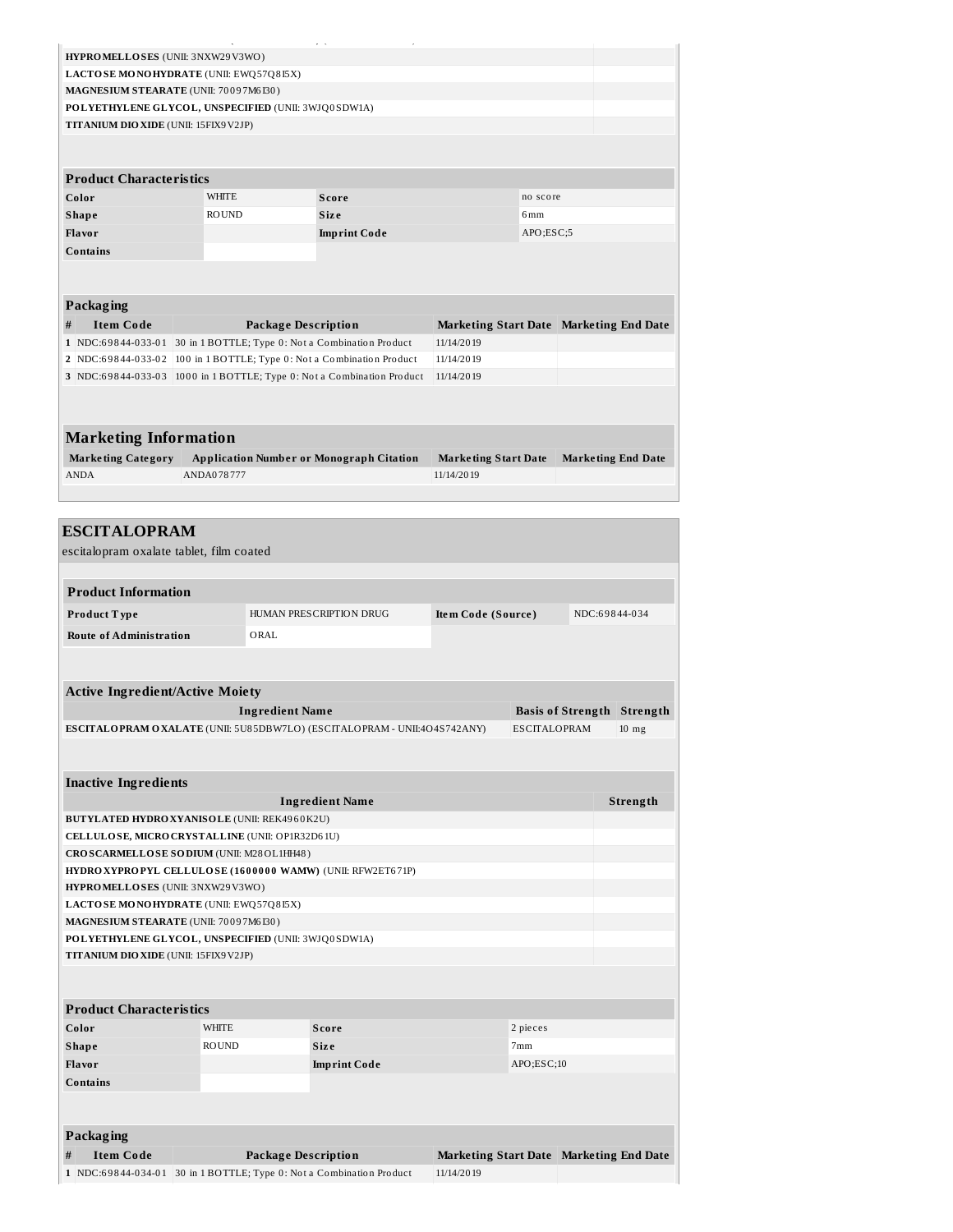| Ingredient Name | Strength |
|---|---|
| **HYPROMELLOSES** (UNII: 3NXW29V3WO) | |
| **LACTOSE MONOHYDRATE** (UNII: EWQ57Q8I5X) | |
| **MAGNESIUM STEARATE** (UNII: 70097M6I30) | |
| **POLYETHYLENE GLYCOL, UNSPECIFIED** (UNII: 3WJQ0SDW1A) | |
| **TITANIUM DIOXIDE** (UNII: 15FIX9V2JP) | |

| Product Characteristics | | | |
|---|---|---|---|
| **Color** | WHITE | **Score** | no score |
| **Shape** | ROUND | **Size** | 6mm |
| **Flavor** | | **Imprint Code** | APO;ESC;5 |
| **Contains** | | | |

| Packaging | | | | |
|---|---|---|---|---|
| **#** | **Item Code** | **Package Description** | **Marketing Start Date** | **Marketing End Date** |
| 1 | NDC:69844-033-01 | 30 in 1 BOTTLE; Type 0: Not a Combination Product | 11/14/2019 | |
| 2 | NDC:69844-033-02 | 100 in 1 BOTTLE; Type 0: Not a Combination Product | 11/14/2019 | |
| 3 | NDC:69844-033-03 | 1000 in 1 BOTTLE; Type 0: Not a Combination Product | 11/14/2019 | |

## Marketing Information

| Marketing Category | Application Number or Monograph Citation | Marketing Start Date | Marketing End Date |
|---|---|---|---|
| ANDA | ANDA078777 | 11/14/2019 | |

## ESCITALOPRAM

escitalopram oxalate tablet, film coated

| Product Information | | | |
|---|---|---|---|
| **Product Type** | HUMAN PRESCRIPTION DRUG | **Item Code (Source)** | NDC:69844-034 |
| **Route of Administration** | ORAL | | |

| Active Ingredient/Active Moiety | | |
|---|---|---|
| **Ingredient Name** | **Basis of Strength** | **Strength** |
| **ESCITALOPRAM OXALATE** (UNII: 5U85DBW7LO) (ESCITALOPRAM - UNII:4O4S742ANY) | ESCITALOPRAM | 10 mg |

| Inactive Ingredients | |
|---|---|
| **Ingredient Name** | **Strength** |
| **BUTYLATED HYDROXYANISOLE** (UNII: REK4960K2U) | |
| **CELLULOSE, MICROCRYSTALLINE** (UNII: OP1R32D61U) | |
| **CROSCARMELLOSE SODIUM** (UNII: M28OL1HH48) | |
| **HYDROXYPROPYL CELLULOSE (1600000 WAMW)** (UNII: RFW2ET671P) | |
| **HYPROMELLOSES** (UNII: 3NXW29V3WO) | |
| **LACTOSE MONOHYDRATE** (UNII: EWQ57Q8I5X) | |
| **MAGNESIUM STEARATE** (UNII: 70097M6I30) | |
| **POLYETHYLENE GLYCOL, UNSPECIFIED** (UNII: 3WJQ0SDW1A) | |
| **TITANIUM DIOXIDE** (UNII: 15FIX9V2JP) | |

| Product Characteristics | | | |
|---|---|---|---|
| **Color** | WHITE | **Score** | 2 pieces |
| **Shape** | ROUND | **Size** | 7mm |
| **Flavor** | | **Imprint Code** | APO;ESC;10 |
| **Contains** | | | |

| Packaging | | | | |
|---|---|---|---|---|
| **#** | **Item Code** | **Package Description** | **Marketing Start Date** | **Marketing End Date** |
| 1 | NDC:69844-034-01 | 30 in 1 BOTTLE; Type 0: Not a Combination Product | 11/14/2019 | |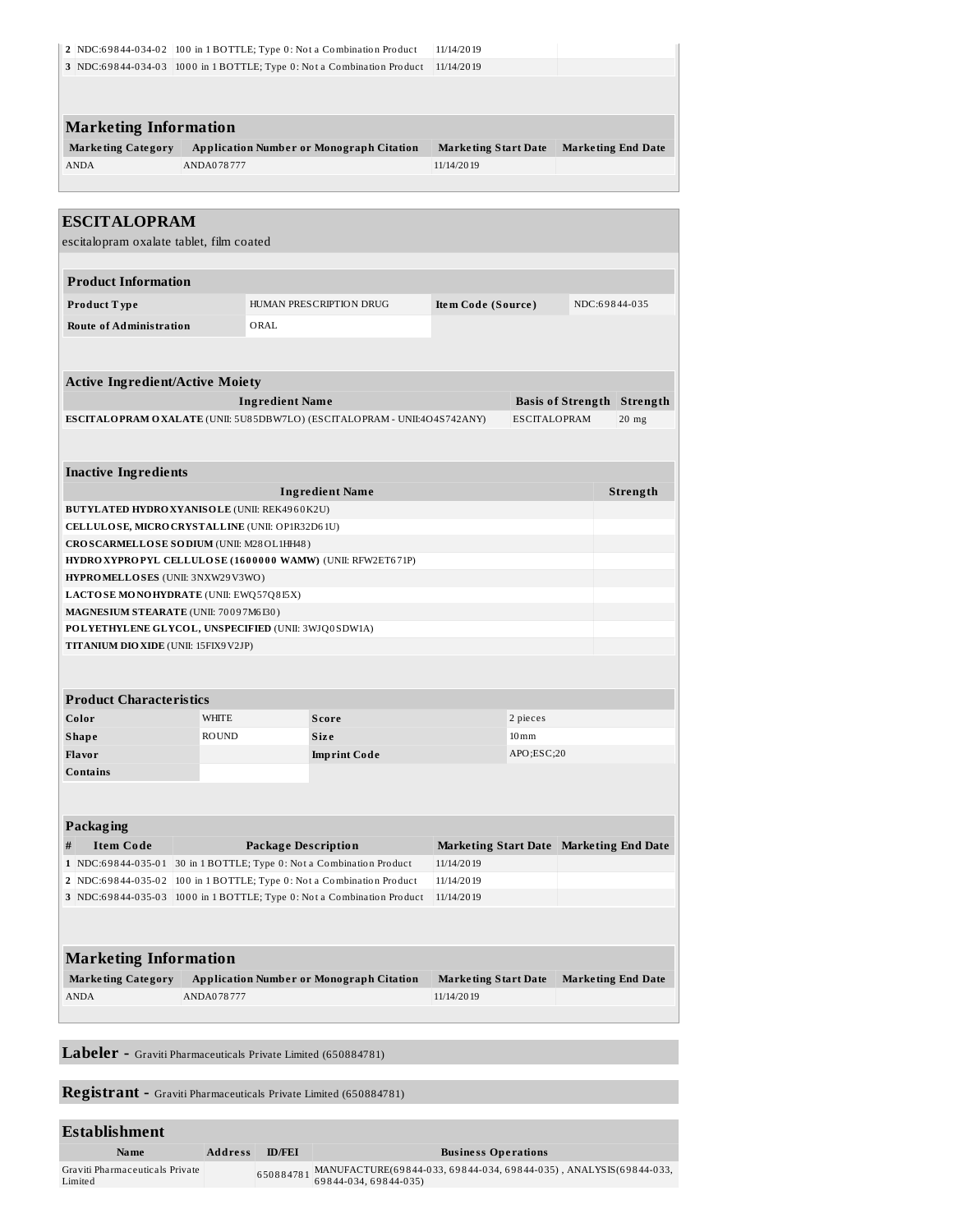| # | Item Code | Package Description | Marketing Start Date | Marketing End Date |
|---|---|---|---|---|
| 2 | NDC:69844-034-02 | 100 in 1 BOTTLE; Type 0: Not a Combination Product | 11/14/2019 | |
| 3 | NDC:69844-034-03 | 1000 in 1 BOTTLE; Type 0: Not a Combination Product | 11/14/2019 | |

### Marketing Information

| Marketing Category | Application Number or Monograph Citation | Marketing Start Date | Marketing End Date |
|---|---|---|---|
| ANDA | ANDA078777 | 11/14/2019 | |

## ESCITALOPRAM

escitalopram oxalate tablet, film coated

### Product Information

| | | | |
|---|---|---|---|
| **Product Type** | HUMAN PRESCRIPTION DRUG | **Item Code (Source)** | NDC:69844-035 |
| **Route of Administration** | ORAL | | |

### Active Ingredient/Active Moiety

| Ingredient Name | Basis of Strength | Strength |
|---|---|---|
| **ESCITALOPRAM OXALATE** (UNII: 5U85DBW7LO) (ESCITALOPRAM - UNII:4O4S742ANY) | ESCITALOPRAM | 20 mg |

### Inactive Ingredients

| Ingredient Name | Strength |
|---|---|
| **BUTYLATED HYDROXYANISOLE** (UNII: REK4960K2U) | |
| **CELLULOSE, MICROCRYSTALLINE** (UNII: OP1R32D61U) | |
| **CROSCARMELLOSE SODIUM** (UNII: M28OL1HH48) | |
| **HYDROXYPROPYL CELLULOSE (1600000 WAMW)** (UNII: RFW2ET671P) | |
| **HYPROMELLOSES** (UNII: 3NXW29V3WO) | |
| **LACTOSE MONOHYDRATE** (UNII: EWQ57Q8I5X) | |
| **MAGNESIUM STEARATE** (UNII: 70097M6I30) | |
| **POLYETHYLENE GLYCOL, UNSPECIFIED** (UNII: 3WJQ0SDW1A) | |
| **TITANIUM DIOXIDE** (UNII: 15FIX9V2JP) | |

### Product Characteristics

| | | | |
|---|---|---|---|
| **Color** | WHITE | **Score** | 2 pieces |
| **Shape** | ROUND | **Size** | 10mm |
| **Flavor** | | **Imprint Code** | APO;ESC;20 |
| **Contains** | | | |

### Packaging

| # | Item Code | Package Description | Marketing Start Date | Marketing End Date |
|---|---|---|---|---|
| 1 | NDC:69844-035-01 | 30 in 1 BOTTLE; Type 0: Not a Combination Product | 11/14/2019 | |
| 2 | NDC:69844-035-02 | 100 in 1 BOTTLE; Type 0: Not a Combination Product | 11/14/2019 | |
| 3 | NDC:69844-035-03 | 1000 in 1 BOTTLE; Type 0: Not a Combination Product | 11/14/2019 | |

### Marketing Information

| Marketing Category | Application Number or Monograph Citation | Marketing Start Date | Marketing End Date |
|---|---|---|---|
| ANDA | ANDA078777 | 11/14/2019 | |

**Labeler -** Graviti Pharmaceuticals Private Limited (650884781)

**Registrant -** Graviti Pharmaceuticals Private Limited (650884781)

### Establishment

| Name | Address | ID/FEI | Business Operations |
|---|---|---|---|
| Graviti Pharmaceuticals Private Limited | | 650884781 | MANUFACTURE(69844-033, 69844-034, 69844-035) , ANALYSIS(69844-033, 69844-034, 69844-035) |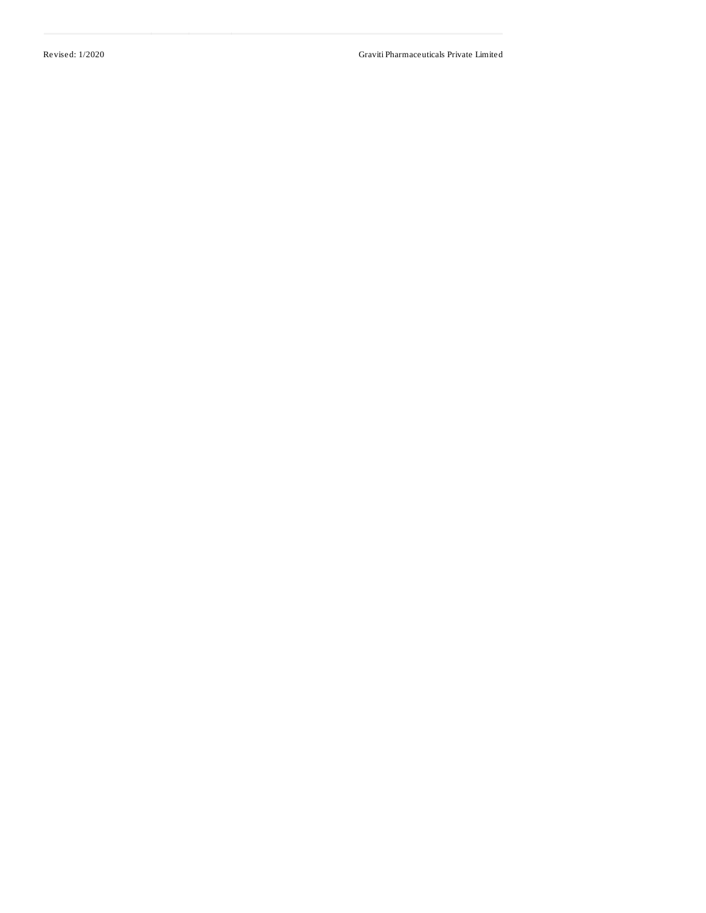Revised: 1/2020 Graviti Pharmaceuticals Private Limited